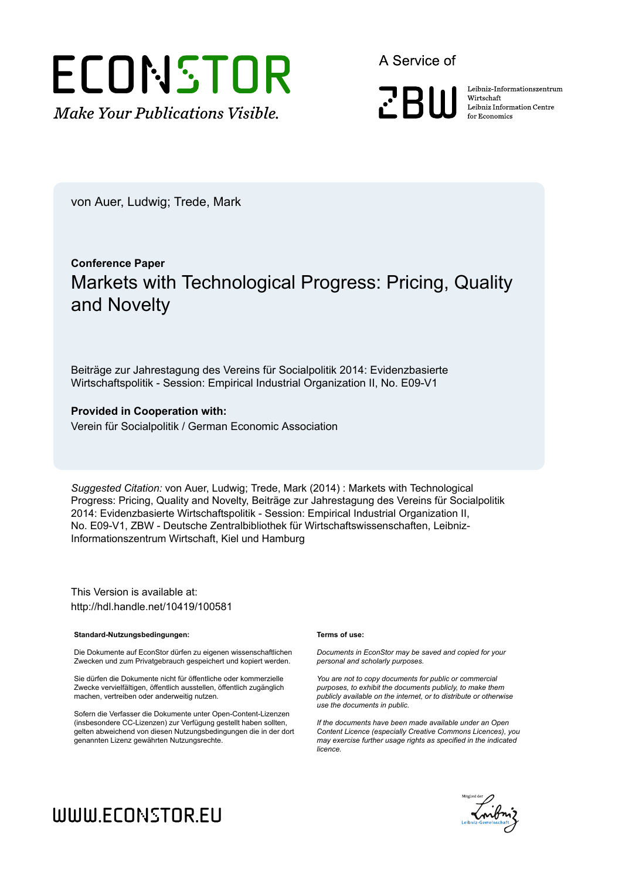ECONSTOR

*Make Your Publications Visible.*

A Service of

ZBW

Leibniz-Informationszentrum Wirtschaft
Leibniz Information Centre for Economics

von Auer, Ludwig; Trede, Mark

**Conference Paper**

# Markets with Technological Progress: Pricing, Quality and Novelty

Beiträge zur Jahrestagung des Vereins für Socialpolitik 2014: Evidenzbasierte Wirtschaftspolitik - Session: Empirical Industrial Organization II, No. E09-V1

**Provided in Cooperation with:**

Verein für Socialpolitik / German Economic Association

*Suggested Citation:* von Auer, Ludwig; Trede, Mark (2014) : Markets with Technological Progress: Pricing, Quality and Novelty, Beiträge zur Jahrestagung des Vereins für Socialpolitik 2014: Evidenzbasierte Wirtschaftspolitik - Session: Empirical Industrial Organization II, No. E09-V1, ZBW - Deutsche Zentralbibliothek für Wirtschaftswissenschaften, Leibniz-Informationszentrum Wirtschaft, Kiel und Hamburg

This Version is available at:
http://hdl.handle.net/10419/100581

**Standard-Nutzungsbedingungen:**

Die Dokumente auf EconStor dürfen zu eigenen wissenschaftlichen Zwecken und zum Privatgebrauch gespeichert und kopiert werden.

Sie dürfen die Dokumente nicht für öffentliche oder kommerzielle Zwecke vervielfältigen, öffentlich ausstellen, öffentlich zugänglich machen, vertreiben oder anderweitig nutzen.

Sofern die Verfasser die Dokumente unter Open-Content-Lizenzen (insbesondere CC-Lizenzen) zur Verfügung gestellt haben sollten, gelten abweichend von diesen Nutzungsbedingungen die in der dort genannten Lizenz gewährten Nutzungsrechte.

**Terms of use:**

*Documents in EconStor may be saved and copied for your personal and scholarly purposes.*

*You are not to copy documents for public or commercial purposes, to exhibit the documents publicly, to make them publicly available on the internet, or to distribute or otherwise use the documents in public.*

*If the documents have been made available under an Open Content Licence (especially Creative Commons Licences), you may exercise further usage rights as specified in the indicated licence.*

WWW.ECONSTOR.EU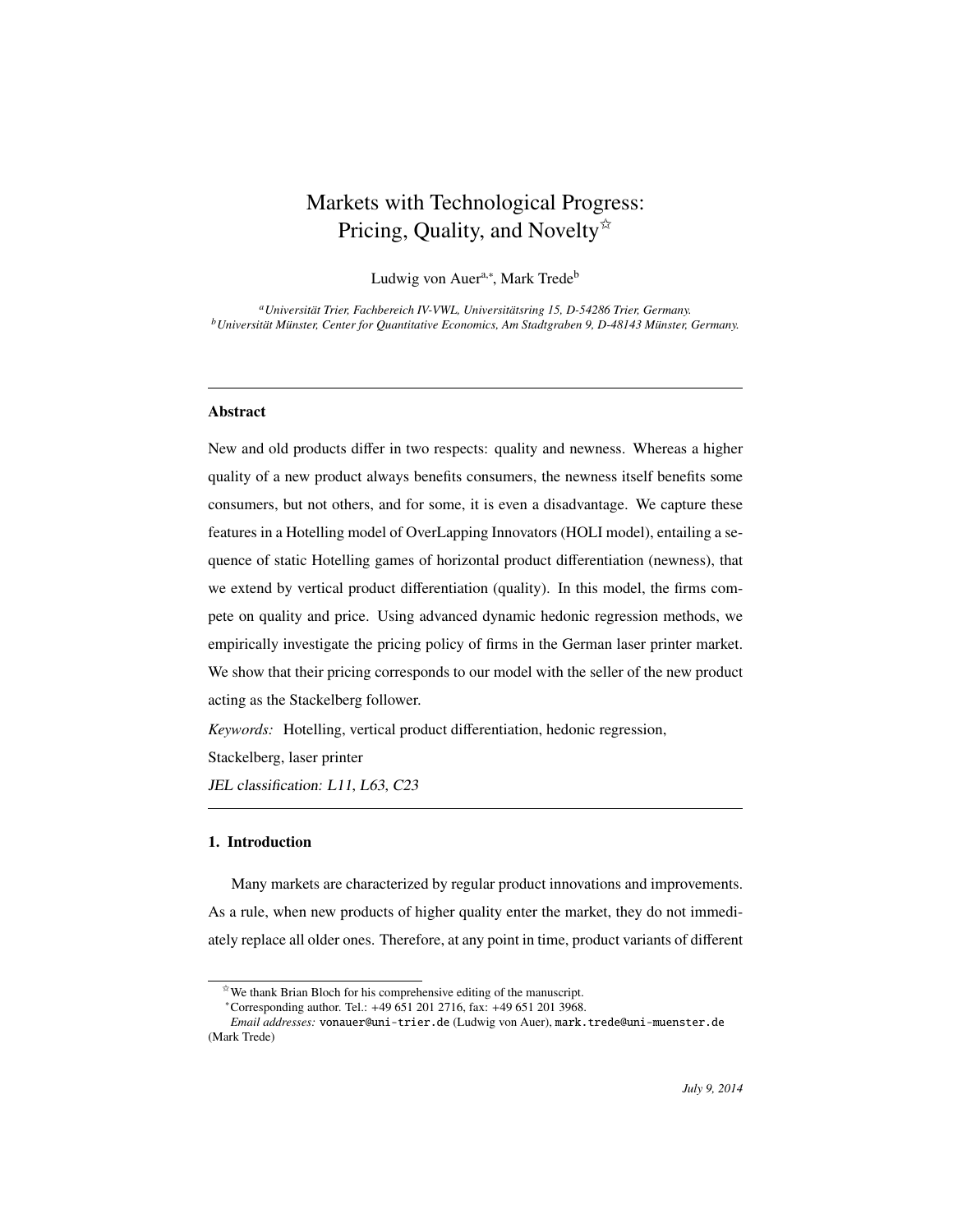# Markets with Technological Progress: Pricing, Quality, and Novelty[☆]

Ludwig von Auer[a,*], Mark Trede[b]

[a] *Universität Trier, Fachbereich IV-VWL, Universitätsring 15, D-54286 Trier, Germany.*
[b] *Universität Münster, Center for Quantitative Economics, Am Stadtgraben 9, D-48143 Münster, Germany.*

---

### Abstract

New and old products differ in two respects: quality and newness. Whereas a higher quality of a new product always benefits consumers, the newness itself benefits some consumers, but not others, and for some, it is even a disadvantage. We capture these features in a Hotelling model of OverLapping Innovators (HOLI model), entailing a sequence of static Hotelling games of horizontal product differentiation (newness), that we extend by vertical product differentiation (quality). In this model, the firms compete on quality and price. Using advanced dynamic hedonic regression methods, we empirically investigate the pricing policy of firms in the German laser printer market. We show that their pricing corresponds to our model with the seller of the new product acting as the Stackelberg follower.

*Keywords:* Hotelling, vertical product differentiation, hedonic regression, Stackelberg, laser printer

*JEL classification: L11, L63, C23*

---

## 1. Introduction

Many markets are characterized by regular product innovations and improvements. As a rule, when new products of higher quality enter the market, they do not immediately replace all older ones. Therefore, at any point in time, product variants of different

---

[☆] We thank Brian Bloch for his comprehensive editing of the manuscript.

[*] Corresponding author. Tel.: +49 651 201 2716, fax: +49 651 201 3968.

*Email addresses:* vonauer@uni-trier.de (Ludwig von Auer), mark.trede@uni-muenster.de (Mark Trede)

*July 9, 2014*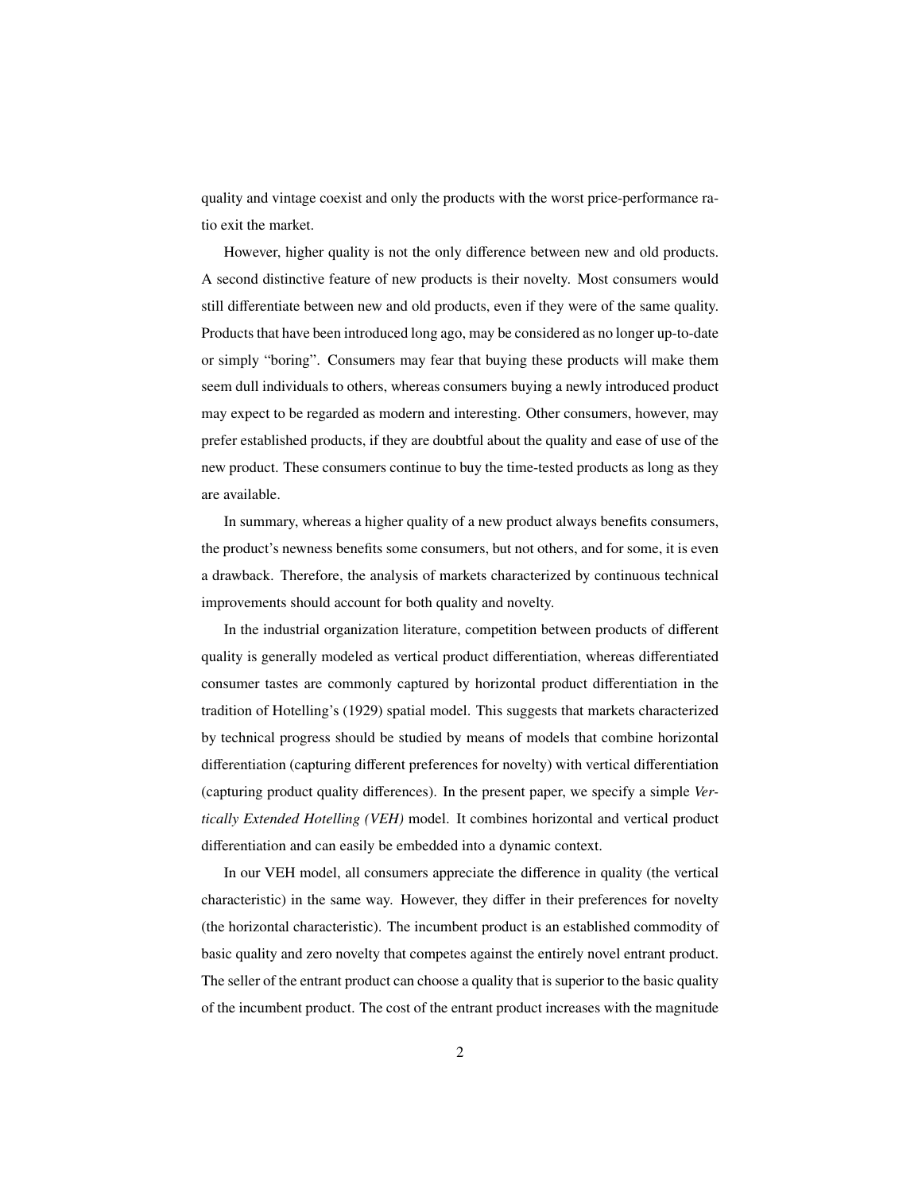quality and vintage coexist and only the products with the worst price-performance ratio exit the market.

However, higher quality is not the only difference between new and old products. A second distinctive feature of new products is their novelty. Most consumers would still differentiate between new and old products, even if they were of the same quality. Products that have been introduced long ago, may be considered as no longer up-to-date or simply "boring". Consumers may fear that buying these products will make them seem dull individuals to others, whereas consumers buying a newly introduced product may expect to be regarded as modern and interesting. Other consumers, however, may prefer established products, if they are doubtful about the quality and ease of use of the new product. These consumers continue to buy the time-tested products as long as they are available.

In summary, whereas a higher quality of a new product always benefits consumers, the product's newness benefits some consumers, but not others, and for some, it is even a drawback. Therefore, the analysis of markets characterized by continuous technical improvements should account for both quality and novelty.

In the industrial organization literature, competition between products of different quality is generally modeled as vertical product differentiation, whereas differentiated consumer tastes are commonly captured by horizontal product differentiation in the tradition of Hotelling's (1929) spatial model. This suggests that markets characterized by technical progress should be studied by means of models that combine horizontal differentiation (capturing different preferences for novelty) with vertical differentiation (capturing product quality differences). In the present paper, we specify a simple *Vertically Extended Hotelling (VEH)* model. It combines horizontal and vertical product differentiation and can easily be embedded into a dynamic context.

In our VEH model, all consumers appreciate the difference in quality (the vertical characteristic) in the same way. However, they differ in their preferences for novelty (the horizontal characteristic). The incumbent product is an established commodity of basic quality and zero novelty that competes against the entirely novel entrant product. The seller of the entrant product can choose a quality that is superior to the basic quality of the incumbent product. The cost of the entrant product increases with the magnitude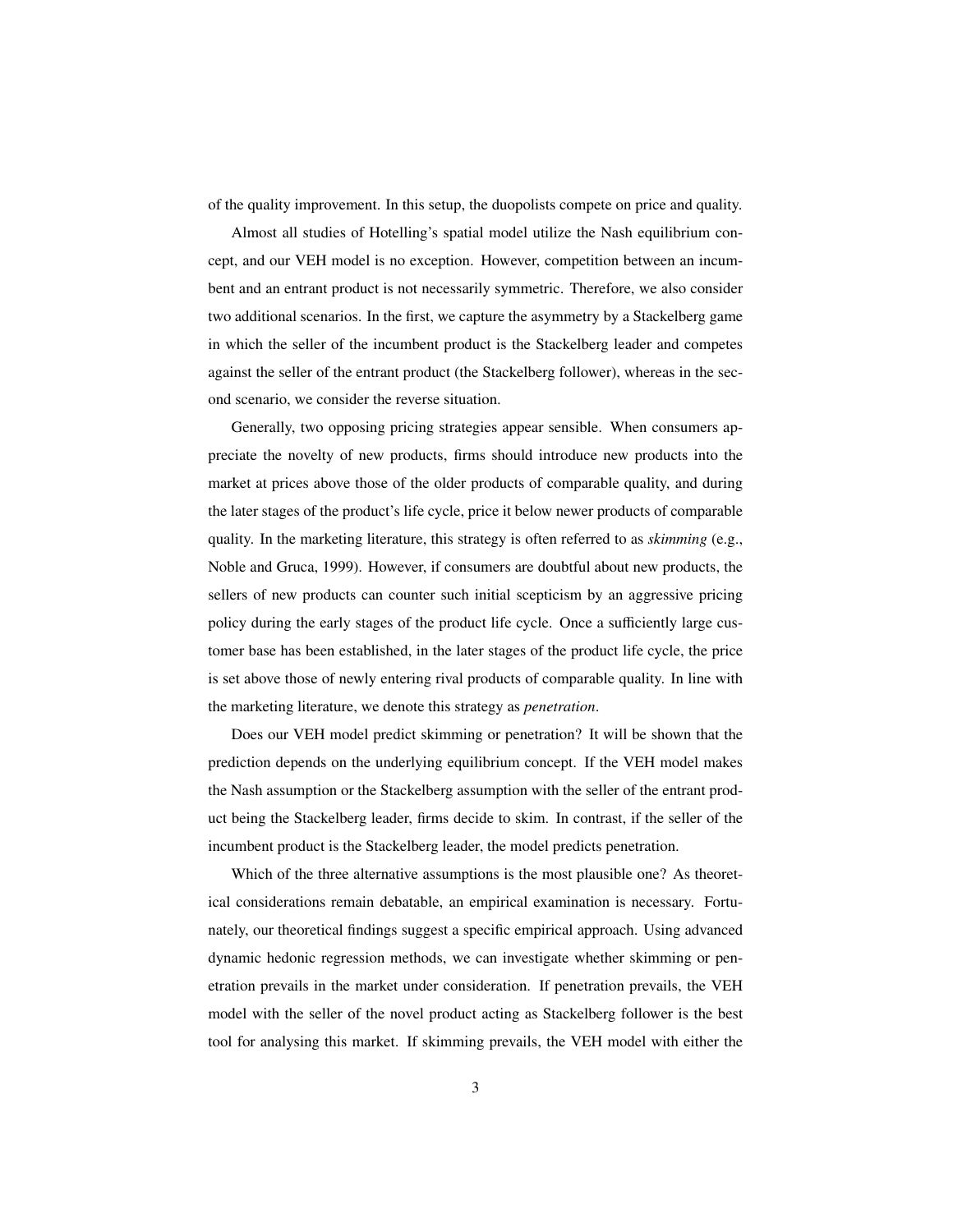of the quality improvement. In this setup, the duopolists compete on price and quality.

Almost all studies of Hotelling's spatial model utilize the Nash equilibrium concept, and our VEH model is no exception. However, competition between an incumbent and an entrant product is not necessarily symmetric. Therefore, we also consider two additional scenarios. In the first, we capture the asymmetry by a Stackelberg game in which the seller of the incumbent product is the Stackelberg leader and competes against the seller of the entrant product (the Stackelberg follower), whereas in the second scenario, we consider the reverse situation.

Generally, two opposing pricing strategies appear sensible. When consumers appreciate the novelty of new products, firms should introduce new products into the market at prices above those of the older products of comparable quality, and during the later stages of the product's life cycle, price it below newer products of comparable quality. In the marketing literature, this strategy is often referred to as *skimming* (e.g., Noble and Gruca, 1999). However, if consumers are doubtful about new products, the sellers of new products can counter such initial scepticism by an aggressive pricing policy during the early stages of the product life cycle. Once a sufficiently large customer base has been established, in the later stages of the product life cycle, the price is set above those of newly entering rival products of comparable quality. In line with the marketing literature, we denote this strategy as *penetration*.

Does our VEH model predict skimming or penetration? It will be shown that the prediction depends on the underlying equilibrium concept. If the VEH model makes the Nash assumption or the Stackelberg assumption with the seller of the entrant product being the Stackelberg leader, firms decide to skim. In contrast, if the seller of the incumbent product is the Stackelberg leader, the model predicts penetration.

Which of the three alternative assumptions is the most plausible one? As theoretical considerations remain debatable, an empirical examination is necessary. Fortunately, our theoretical findings suggest a specific empirical approach. Using advanced dynamic hedonic regression methods, we can investigate whether skimming or penetration prevails in the market under consideration. If penetration prevails, the VEH model with the seller of the novel product acting as Stackelberg follower is the best tool for analysing this market. If skimming prevails, the VEH model with either the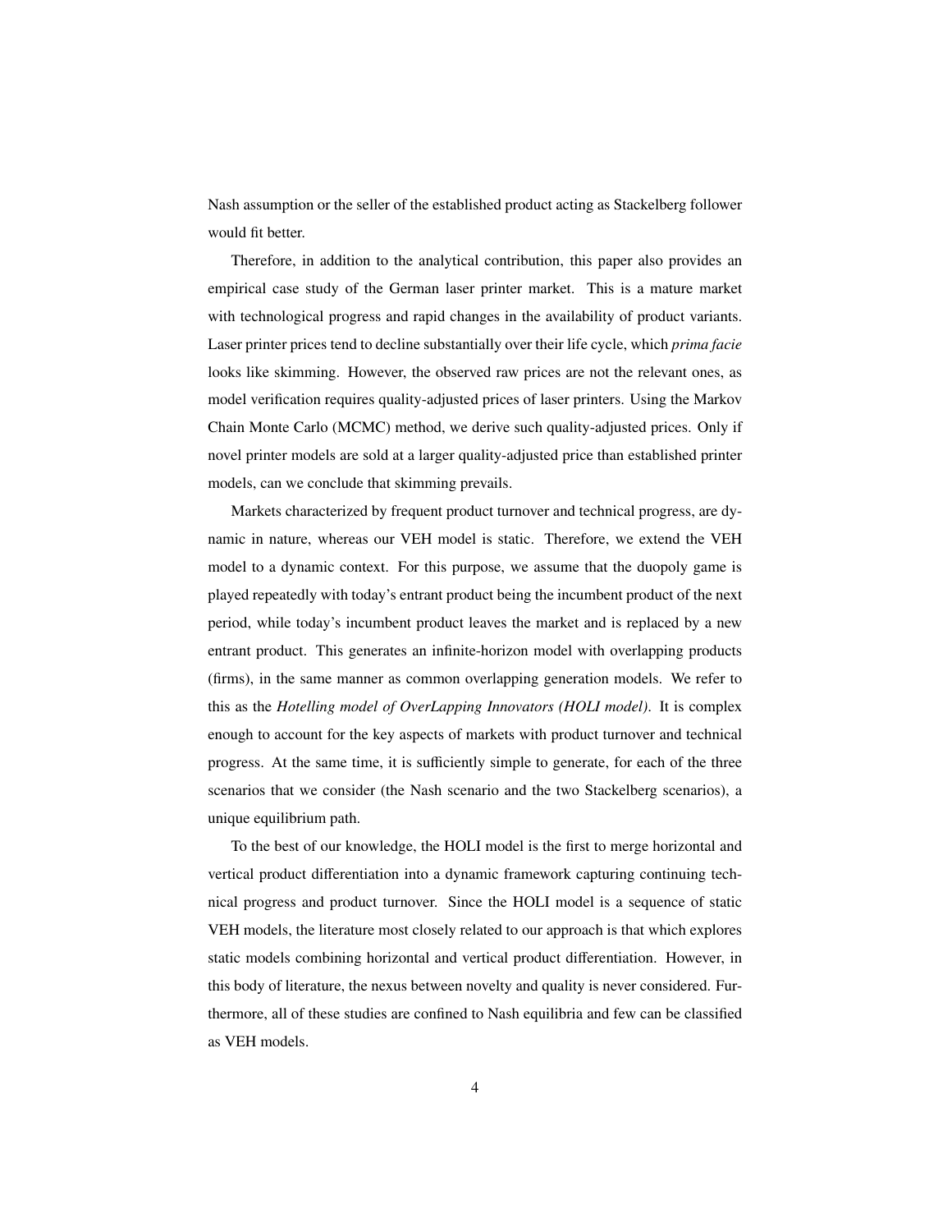Nash assumption or the seller of the established product acting as Stackelberg follower would fit better.

Therefore, in addition to the analytical contribution, this paper also provides an empirical case study of the German laser printer market. This is a mature market with technological progress and rapid changes in the availability of product variants. Laser printer prices tend to decline substantially over their life cycle, which *prima facie* looks like skimming. However, the observed raw prices are not the relevant ones, as model verification requires quality-adjusted prices of laser printers. Using the Markov Chain Monte Carlo (MCMC) method, we derive such quality-adjusted prices. Only if novel printer models are sold at a larger quality-adjusted price than established printer models, can we conclude that skimming prevails.

Markets characterized by frequent product turnover and technical progress, are dynamic in nature, whereas our VEH model is static. Therefore, we extend the VEH model to a dynamic context. For this purpose, we assume that the duopoly game is played repeatedly with today's entrant product being the incumbent product of the next period, while today's incumbent product leaves the market and is replaced by a new entrant product. This generates an infinite-horizon model with overlapping products (firms), in the same manner as common overlapping generation models. We refer to this as the *Hotelling model of OverLapping Innovators (HOLI model)*. It is complex enough to account for the key aspects of markets with product turnover and technical progress. At the same time, it is sufficiently simple to generate, for each of the three scenarios that we consider (the Nash scenario and the two Stackelberg scenarios), a unique equilibrium path.

To the best of our knowledge, the HOLI model is the first to merge horizontal and vertical product differentiation into a dynamic framework capturing continuing technical progress and product turnover. Since the HOLI model is a sequence of static VEH models, the literature most closely related to our approach is that which explores static models combining horizontal and vertical product differentiation. However, in this body of literature, the nexus between novelty and quality is never considered. Furthermore, all of these studies are confined to Nash equilibria and few can be classified as VEH models.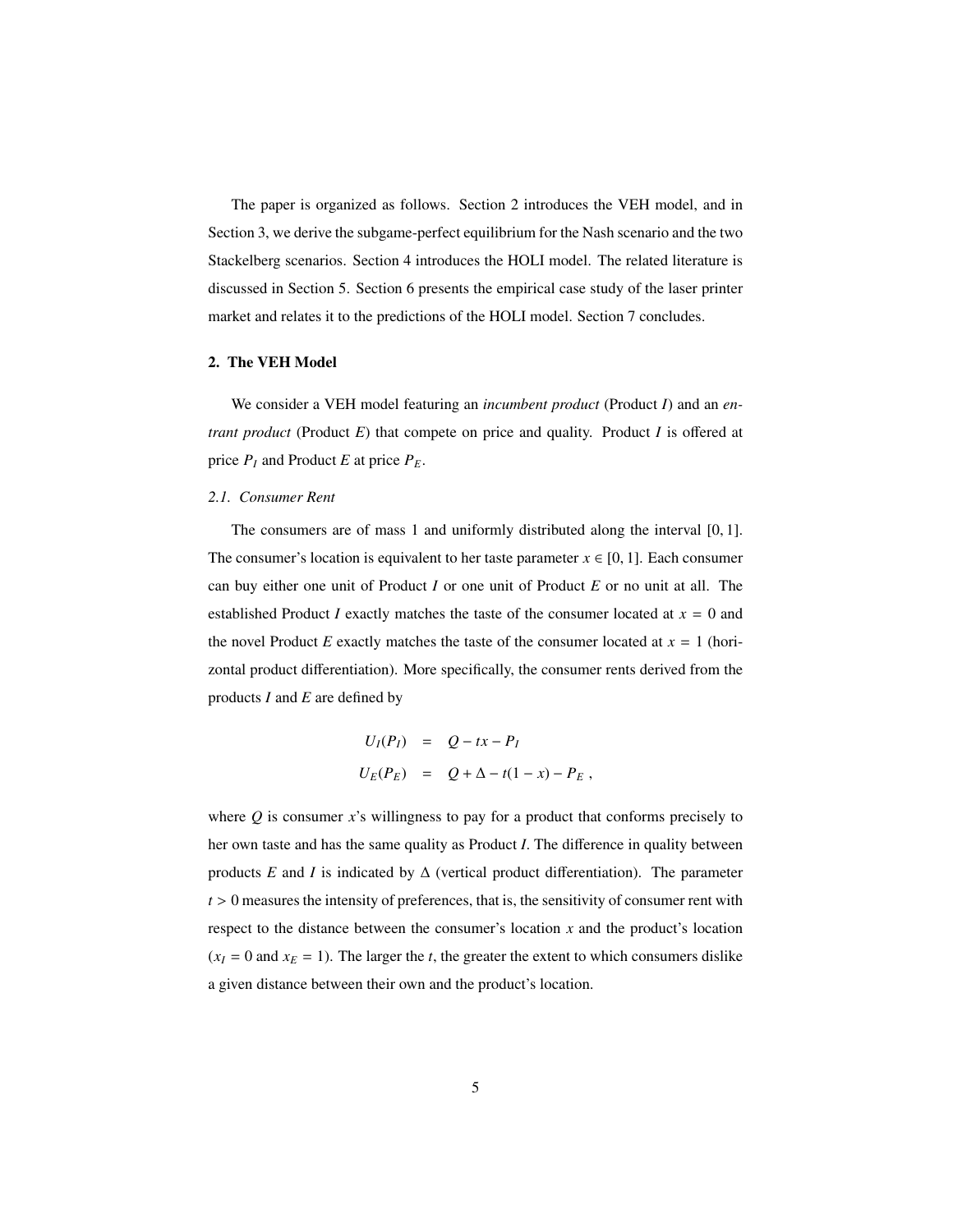The paper is organized as follows. Section 2 introduces the VEH model, and in Section 3, we derive the subgame-perfect equilibrium for the Nash scenario and the two Stackelberg scenarios. Section 4 introduces the HOLI model. The related literature is discussed in Section 5. Section 6 presents the empirical case study of the laser printer market and relates it to the predictions of the HOLI model. Section 7 concludes.

## 2. The VEH Model

We consider a VEH model featuring an *incumbent product* (Product $I$) and an *entrant product* (Product $E$) that compete on price and quality. Product $I$ is offered at price $P_I$ and Product $E$ at price $P_E$.

### 2.1. Consumer Rent

The consumers are of mass 1 and uniformly distributed along the interval $[0, 1]$. The consumer's location is equivalent to her taste parameter $x \in [0, 1]$. Each consumer can buy either one unit of Product $I$ or one unit of Product $E$ or no unit at all. The established Product $I$ exactly matches the taste of the consumer located at $x = 0$ and the novel Product $E$ exactly matches the taste of the consumer located at $x = 1$ (horizontal product differentiation). More specifically, the consumer rents derived from the products $I$ and $E$ are defined by

$$
\begin{aligned}
U_I(P_I) &= Q - tx - P_I \\
U_E(P_E) &= Q + \Delta - t(1 - x) - P_E \ ,
\end{aligned}
$$

where $Q$ is consumer $x$'s willingness to pay for a product that conforms precisely to her own taste and has the same quality as Product $I$. The difference in quality between products $E$ and $I$ is indicated by $\Delta$ (vertical product differentiation). The parameter $t > 0$ measures the intensity of preferences, that is, the sensitivity of consumer rent with respect to the distance between the consumer's location $x$ and the product's location ($x_I = 0$ and $x_E = 1$). The larger the $t$, the greater the extent to which consumers dislike a given distance between their own and the product's location.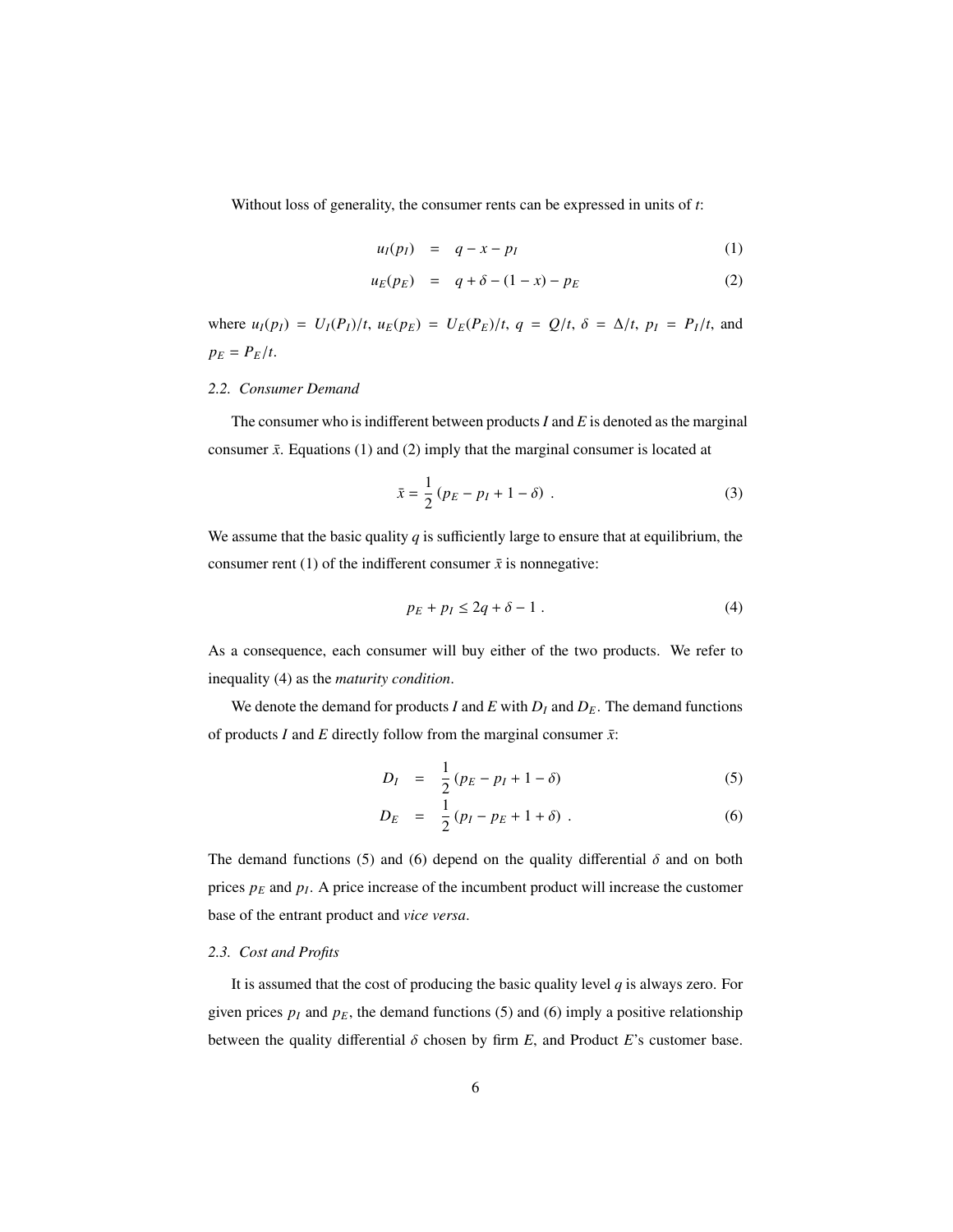Without loss of generality, the consumer rents can be expressed in units of $t$:

$$u_I(p_I) = q - x - p_I \quad (1)$$

$$u_E(p_E) = q + \delta - (1 - x) - p_E \quad (2)$$

where $u_I(p_I) = U_I(P_I)/t$, $u_E(p_E) = U_E(P_E)/t$, $q = Q/t$, $\delta = \Delta/t$, $p_I = P_I/t$, and $p_E = P_E/t$.

### 2.2. Consumer Demand

The consumer who is indifferent between products *I* and *E* is denoted as the marginal consumer $\bar{x}$. Equations (1) and (2) imply that the marginal consumer is located at

$$\bar{x} = \frac{1}{2}(p_E - p_I + 1 - \delta) \ . \quad (3)$$

We assume that the basic quality $q$ is sufficiently large to ensure that at equilibrium, the consumer rent (1) of the indifferent consumer $\bar{x}$ is nonnegative:

$$p_E + p_I \leq 2q + \delta - 1 \ . \quad (4)$$

As a consequence, each consumer will buy either of the two products. We refer to inequality (4) as the *maturity condition*.

We denote the demand for products *I* and *E* with $D_I$ and $D_E$. The demand functions of products *I* and *E* directly follow from the marginal consumer $\bar{x}$:

$$D_I = \frac{1}{2}(p_E - p_I + 1 - \delta) \quad (5)$$

$$D_E = \frac{1}{2}(p_I - p_E + 1 + \delta) \ . \quad (6)$$

The demand functions (5) and (6) depend on the quality differential $\delta$ and on both prices $p_E$ and $p_I$. A price increase of the incumbent product will increase the customer base of the entrant product and *vice versa*.

### 2.3. Cost and Profits

It is assumed that the cost of producing the basic quality level $q$ is always zero. For given prices $p_I$ and $p_E$, the demand functions (5) and (6) imply a positive relationship between the quality differential $\delta$ chosen by firm *E*, and Product *E*'s customer base.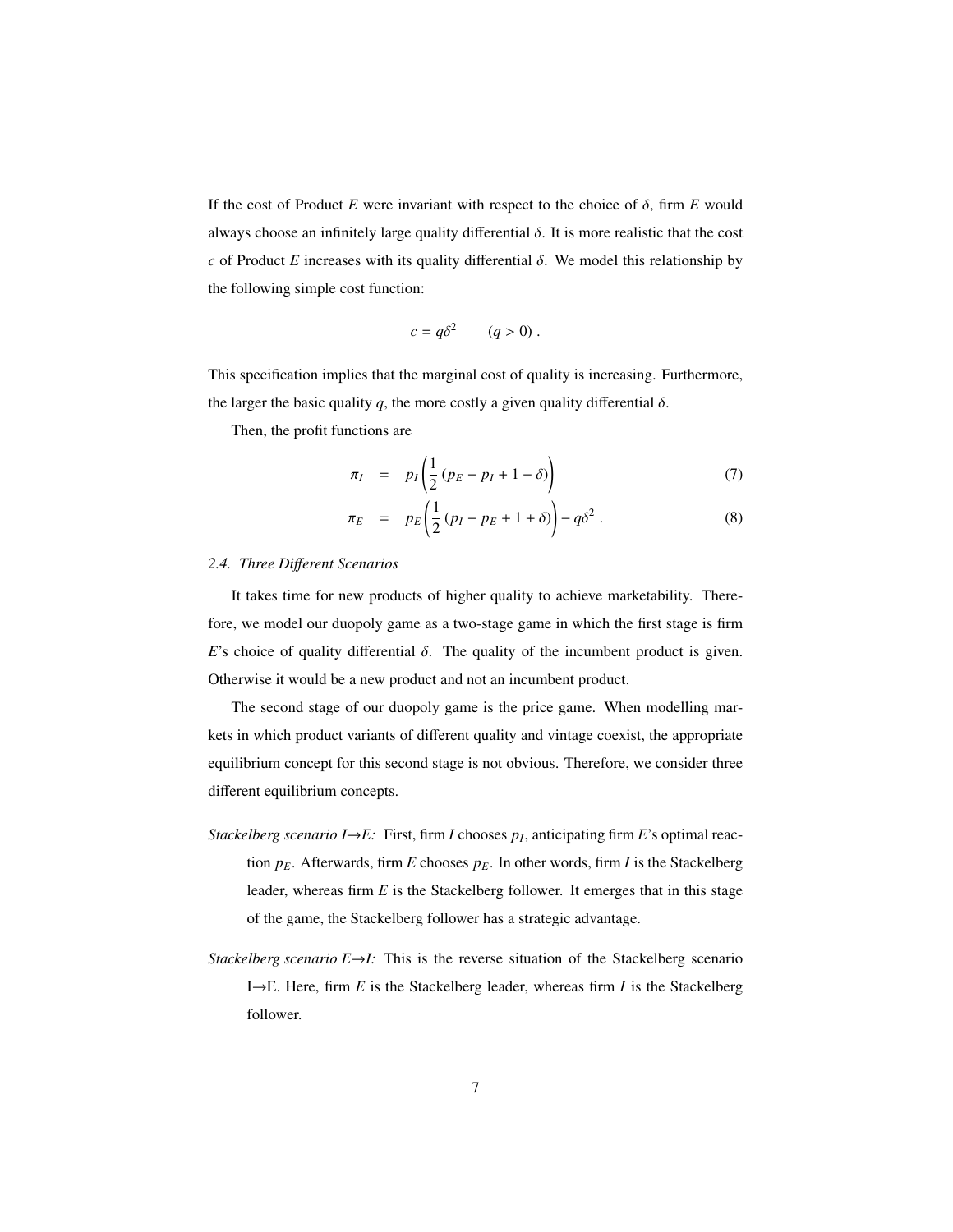If the cost of Product $E$ were invariant with respect to the choice of $\delta$, firm $E$ would always choose an infinitely large quality differential $\delta$. It is more realistic that the cost $c$ of Product $E$ increases with its quality differential $\delta$. We model this relationship by the following simple cost function:

$$c = q\delta^2 \qquad (q > 0) \ .$$

This specification implies that the marginal cost of quality is increasing. Furthermore, the larger the basic quality $q$, the more costly a given quality differential $\delta$.

Then, the profit functions are

$$\pi_I = p_I \left( \frac{1}{2} \left( p_E - p_I + 1 - \delta \right) \right) \tag{7}$$

$$\pi_E = p_E \left( \frac{1}{2} \left( p_I - p_E + 1 + \delta \right) \right) - q\delta^2 \ . \tag{8}$$

### 2.4. Three Different Scenarios

It takes time for new products of higher quality to achieve marketability. Therefore, we model our duopoly game as a two-stage game in which the first stage is firm $E$'s choice of quality differential $\delta$. The quality of the incumbent product is given. Otherwise it would be a new product and not an incumbent product.

The second stage of our duopoly game is the price game. When modelling markets in which product variants of different quality and vintage coexist, the appropriate equilibrium concept for this second stage is not obvious. Therefore, we consider three different equilibrium concepts.

*Stackelberg scenario I→E:* First, firm $I$ chooses $p_I$, anticipating firm $E$'s optimal reaction $p_E$. Afterwards, firm $E$ chooses $p_E$. In other words, firm $I$ is the Stackelberg leader, whereas firm $E$ is the Stackelberg follower. It emerges that in this stage of the game, the Stackelberg follower has a strategic advantage.

*Stackelberg scenario E→I:* This is the reverse situation of the Stackelberg scenario I→E. Here, firm $E$ is the Stackelberg leader, whereas firm $I$ is the Stackelberg follower.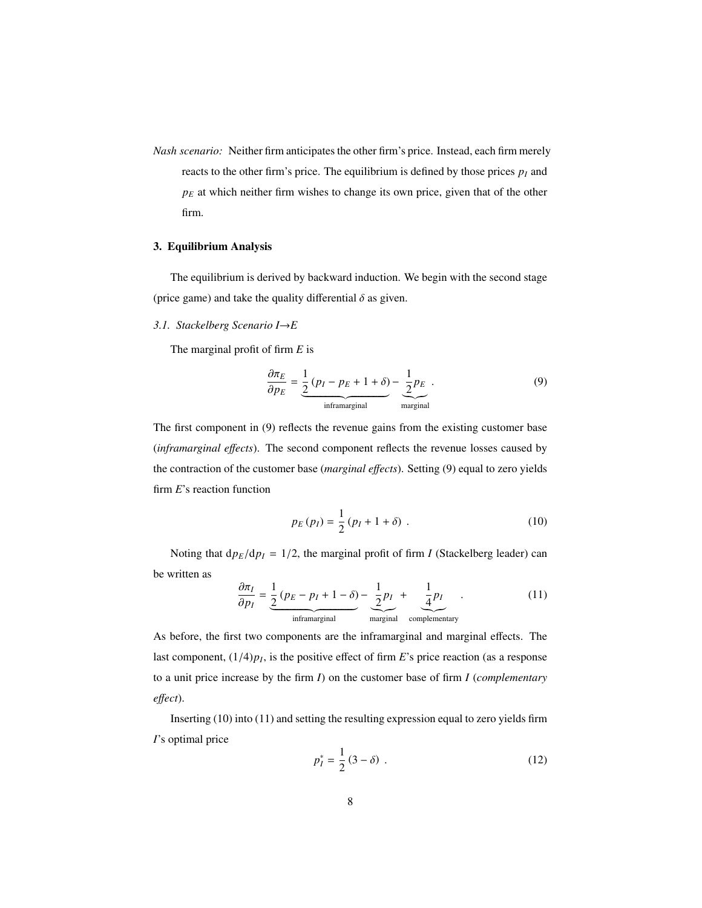*Nash scenario:* Neither firm anticipates the other firm's price. Instead, each firm merely reacts to the other firm's price. The equilibrium is defined by those prices $p_I$ and $p_E$ at which neither firm wishes to change its own price, given that of the other firm.

## 3. Equilibrium Analysis

The equilibrium is derived by backward induction. We begin with the second stage (price game) and take the quality differential $\delta$ as given.

### *3.1. Stackelberg Scenario I→E*

The marginal profit of firm *E* is

$$\frac{\partial \pi_E}{\partial p_E} = \underbrace{\frac{1}{2}\left(p_I - p_E + 1 + \delta\right)}_{\text{inframarginal}} - \underbrace{\frac{1}{2} p_E}_{\text{marginal}} \ . \tag{9}$$

The first component in (9) reflects the revenue gains from the existing customer base (*inframarginal effects*). The second component reflects the revenue losses caused by the contraction of the customer base (*marginal effects*). Setting (9) equal to zero yields firm *E*'s reaction function

$$p_E\left(p_I\right) = \frac{1}{2}\left(p_I + 1 + \delta\right) \ . \tag{10}$$

Noting that $\mathrm{d}p_E/\mathrm{d}p_I = 1/2$, the marginal profit of firm *I* (Stackelberg leader) can be written as

$$\frac{\partial \pi_I}{\partial p_I} = \underbrace{\frac{1}{2}\left(p_E - p_I + 1 - \delta\right)}_{\text{inframarginal}} - \underbrace{\frac{1}{2} p_I}_{\text{marginal}} + \underbrace{\frac{1}{4} p_I}_{\text{complementary}} \ . \tag{11}$$

As before, the first two components are the inframarginal and marginal effects. The last component, $(1/4)p_I$, is the positive effect of firm *E*'s price reaction (as a response to a unit price increase by the firm *I*) on the customer base of firm *I* (*complementary effect*).

Inserting (10) into (11) and setting the resulting expression equal to zero yields firm *I*'s optimal price

$$p_I^* = \frac{1}{2}\left(3 - \delta\right) \ . \tag{12}$$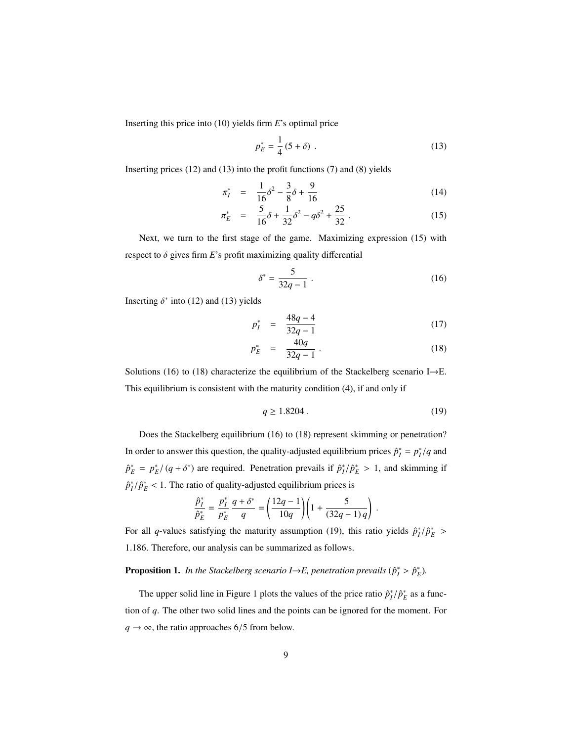Inserting this price into (10) yields firm *E*'s optimal price

$$p_E^* = \frac{1}{4}(5 + \delta) \; . \tag{13}$$

Inserting prices (12) and (13) into the profit functions (7) and (8) yields

$$\pi_I^* = \frac{1}{16}\delta^2 - \frac{3}{8}\delta + \frac{9}{16} \tag{14}$$

$$\pi_E^* = \frac{5}{16}\delta + \frac{1}{32}\delta^2 - q\delta^2 + \frac{25}{32} \; . \tag{15}$$

Next, we turn to the first stage of the game. Maximizing expression (15) with respect to $\delta$ gives firm *E*'s profit maximizing quality differential

$$\delta^* = \frac{5}{32q - 1} \; . \tag{16}$$

Inserting $\delta^*$ into (12) and (13) yields

$$p_I^* = \frac{48q - 4}{32q - 1} \tag{17}$$

$$p_E^* = \frac{40q}{32q - 1} \; . \tag{18}$$

Solutions (16) to (18) characterize the equilibrium of the Stackelberg scenario I→E. This equilibrium is consistent with the maturity condition (4), if and only if

$$q \geq 1.8204 \; . \tag{19}$$

Does the Stackelberg equilibrium (16) to (18) represent skimming or penetration? In order to answer this question, the quality-adjusted equilibrium prices $\hat{p}_I^* = p_I^*/q$ and $\hat{p}_E^* = p_E^*/(q + \delta^*)$ are required. Penetration prevails if $\hat{p}_I^*/\hat{p}_E^* > 1$, and skimming if $\hat{p}_I^*/\hat{p}_E^* < 1$. The ratio of quality-adjusted equilibrium prices is

$$\frac{\hat{p}_I^*}{\hat{p}_E^*} = \frac{p_I^*}{p_E^*}\frac{q + \delta^*}{q} = \left(\frac{12q - 1}{10q}\right)\left(1 + \frac{5}{(32q - 1)\,q}\right) \; .$$

For all $q$-values satisfying the maturity assumption (19), this ratio yields $\hat{p}_I^*/\hat{p}_E^* > 1.186$. Therefore, our analysis can be summarized as follows.

**Proposition 1.** *In the Stackelberg scenario I→E, penetration prevails ($\hat{p}_I^* > \hat{p}_E^*$).*

The upper solid line in Figure 1 plots the values of the price ratio $\hat{p}_I^*/\hat{p}_E^*$ as a function of $q$. The other two solid lines and the points can be ignored for the moment. For $q \to \infty$, the ratio approaches 6/5 from below.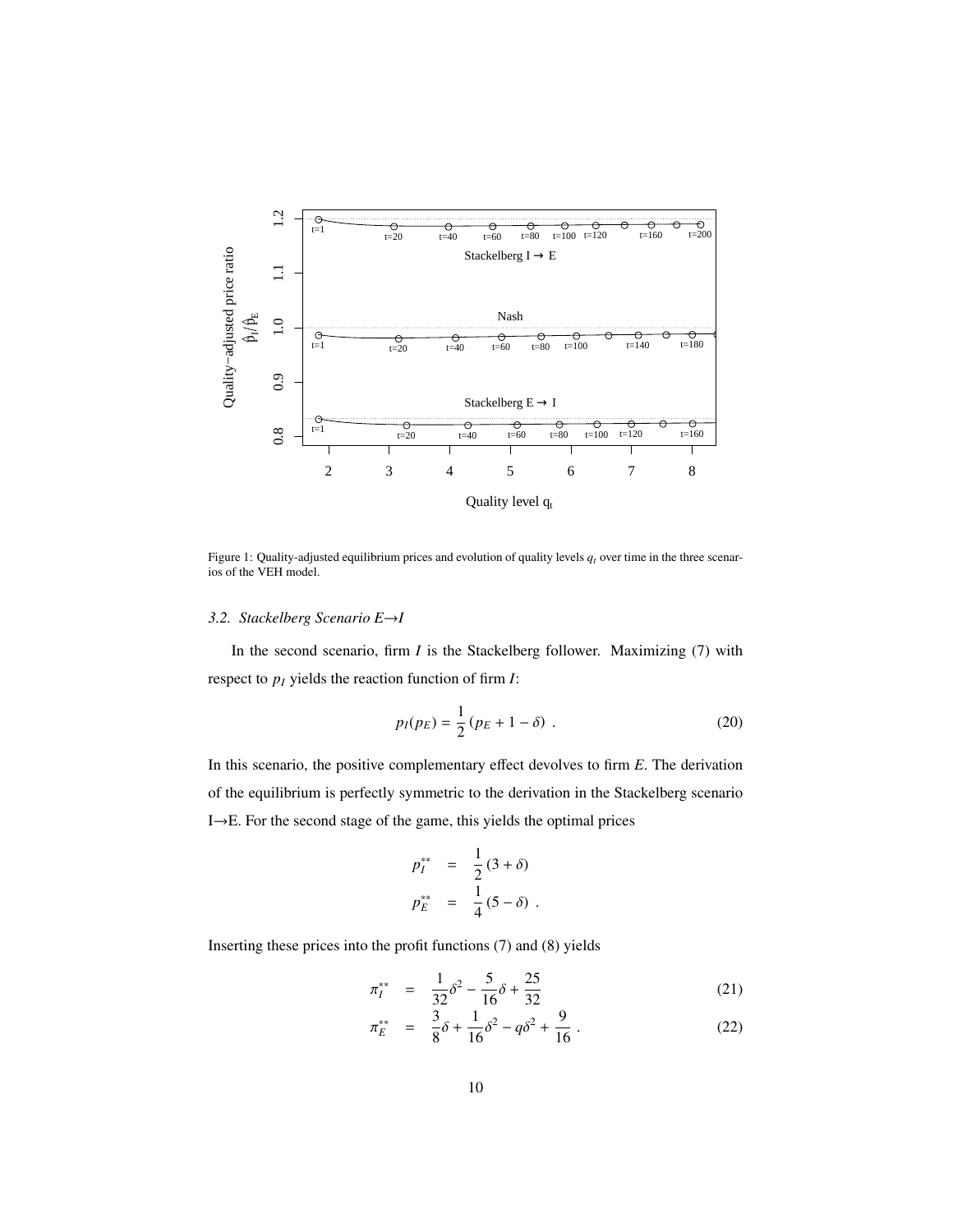Figure 1: Quality-adjusted equilibrium prices and evolution of quality levels $q_t$ over time in the three scenarios of the VEH model.

### 3.2. Stackelberg Scenario E→I

In the second scenario, firm $I$ is the Stackelberg follower. Maximizing (7) with respect to $p_I$ yields the reaction function of firm $I$:

$$p_I(p_E) = \frac{1}{2}(p_E + 1 - \delta) \; . \tag{20}$$

In this scenario, the positive complementary effect devolves to firm $E$. The derivation of the equilibrium is perfectly symmetric to the derivation in the Stackelberg scenario I→E. For the second stage of the game, this yields the optimal prices

$$\begin{aligned} p_I^{**} &= \frac{1}{2}(3 + \delta) \\ p_E^{**} &= \frac{1}{4}(5 - \delta) \; . \end{aligned}$$

Inserting these prices into the profit functions (7) and (8) yields

$$\pi_I^{**} = \frac{1}{32}\delta^2 - \frac{5}{16}\delta + \frac{25}{32} \tag{21}$$

$$\pi_E^{**} = \frac{3}{8}\delta + \frac{1}{16}\delta^2 - q\delta^2 + \frac{9}{16} \; . \tag{22}$$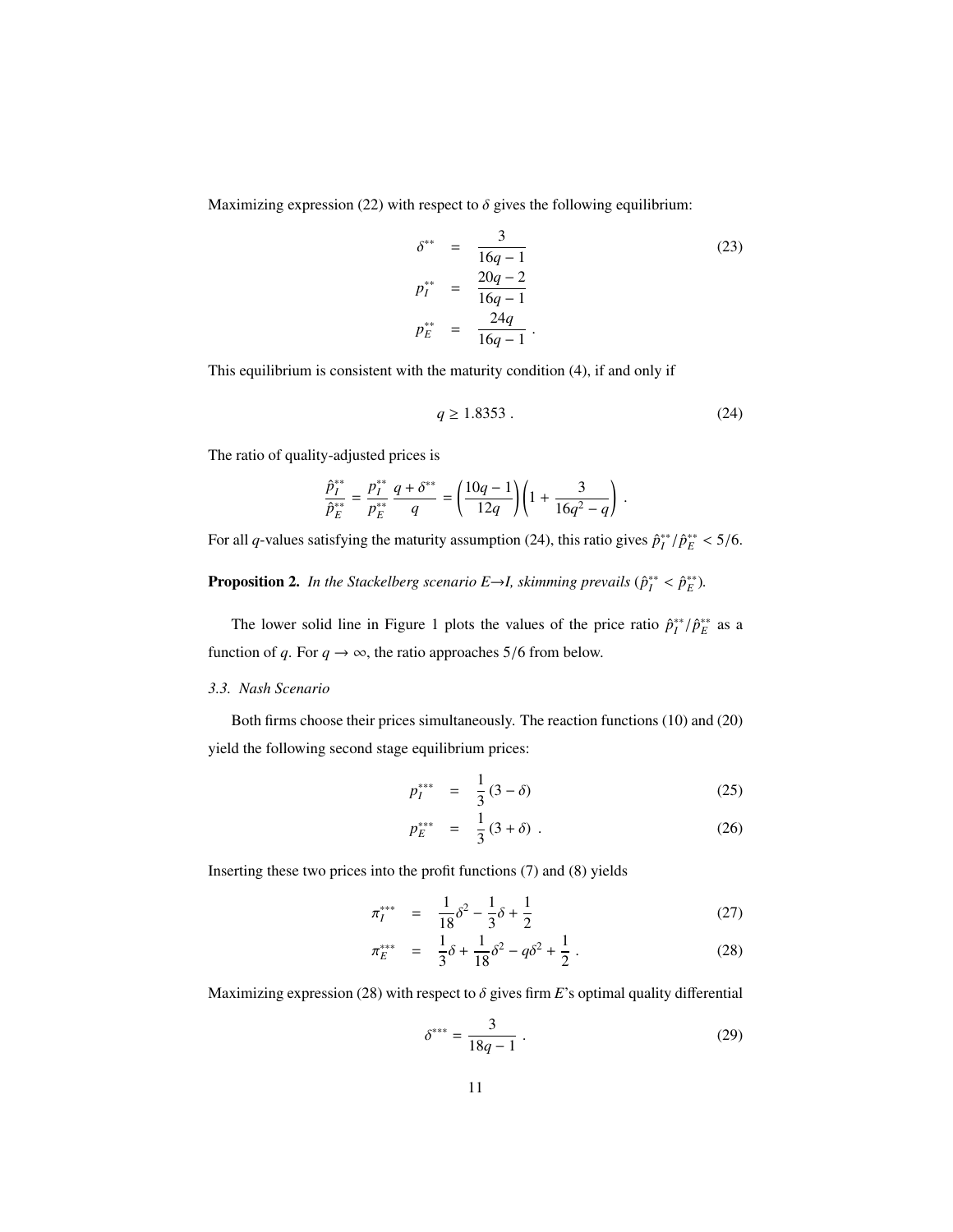Maximizing expression (22) with respect to $\delta$ gives the following equilibrium:

$$
\begin{aligned}
\delta^{**} &= \frac{3}{16q-1} \\
p_I^{**} &= \frac{20q-2}{16q-1} \\
p_E^{**} &= \frac{24q}{16q-1} \; .
\end{aligned}
\tag{23}
$$

This equilibrium is consistent with the maturity condition (4), if and only if

$$
q \geq 1.8353 \; . \tag{24}
$$

The ratio of quality-adjusted prices is

$$
\frac{\hat{p}_I^{**}}{\hat{p}_E^{**}} = \frac{p_I^{**}}{p_E^{**}} \frac{q+\delta^{**}}{q} = \left(\frac{10q-1}{12q}\right)\left(1 + \frac{3}{16q^2-q}\right) \; .
$$

For all $q$-values satisfying the maturity assumption (24), this ratio gives $\hat{p}_I^{**}/\hat{p}_E^{**} < 5/6$.

**Proposition 2.** *In the Stackelberg scenario E→I, skimming prevails ($\hat{p}_I^{**} < \hat{p}_E^{**}$).*

The lower solid line in Figure 1 plots the values of the price ratio $\hat{p}_I^{**}/\hat{p}_E^{**}$ as a function of $q$. For $q \to \infty$, the ratio approaches $5/6$ from below.

### *3.3. Nash Scenario*

Both firms choose their prices simultaneously. The reaction functions (10) and (20) yield the following second stage equilibrium prices:

$$
p_I^{***} = \frac{1}{3}(3-\delta) \tag{25}
$$

$$
p_E^{***} = \frac{1}{3}(3+\delta) \; . \tag{26}
$$

Inserting these two prices into the profit functions (7) and (8) yields

$$
\pi_I^{***} = \frac{1}{18}\delta^2 - \frac{1}{3}\delta + \frac{1}{2} \tag{27}
$$

$$
\pi_E^{***} = \frac{1}{3}\delta + \frac{1}{18}\delta^2 - q\delta^2 + \frac{1}{2} \; . \tag{28}
$$

Maximizing expression (28) with respect to $\delta$ gives firm $E$'s optimal quality differential

$$
\delta^{***} = \frac{3}{18q-1} \; . \tag{29}
$$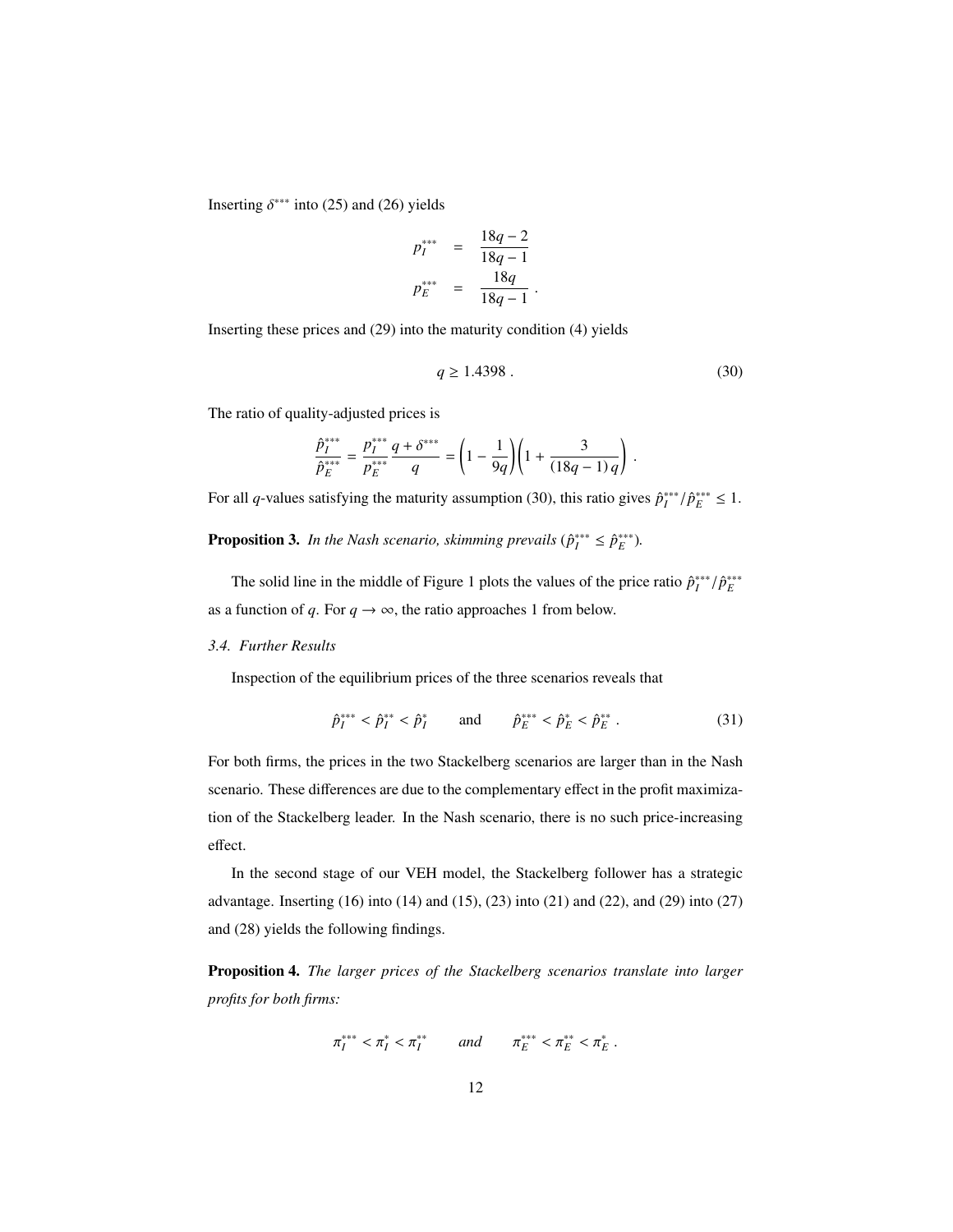Inserting $\delta^{***}$ into (25) and (26) yields

$$
\begin{aligned}
p_I^{***} &= \frac{18q-2}{18q-1} \\
p_E^{***} &= \frac{18q}{18q-1} \; .
\end{aligned}
$$

Inserting these prices and (29) into the maturity condition (4) yields

$$
q \geq 1.4398 \; . \tag{30}
$$

The ratio of quality-adjusted prices is

$$
\frac{\hat{p}_I^{***}}{\hat{p}_E^{***}} = \frac{p_I^{***}}{p_E^{***}} \frac{q+\delta^{***}}{q} = \left(1 - \frac{1}{9q}\right)\left(1 + \frac{3}{(18q-1)\,q}\right) \; .
$$

For all $q$-values satisfying the maturity assumption (30), this ratio gives $\hat{p}_I^{***}/\hat{p}_E^{***} \leq 1$.

**Proposition 3.** *In the Nash scenario, skimming prevails ($\hat{p}_I^{***} \leq \hat{p}_E^{***}$).*

The solid line in the middle of Figure 1 plots the values of the price ratio $\hat{p}_I^{***}/\hat{p}_E^{***}$ as a function of $q$. For $q \to \infty$, the ratio approaches 1 from below.

### *3.4. Further Results*

Inspection of the equilibrium prices of the three scenarios reveals that

$$
\hat{p}_I^{***} < \hat{p}_I^{**} < \hat{p}_I^{*} \qquad \text{and} \qquad \hat{p}_E^{***} < \hat{p}_E^{*} < \hat{p}_E^{**} \; . \tag{31}
$$

For both firms, the prices in the two Stackelberg scenarios are larger than in the Nash scenario. These differences are due to the complementary effect in the profit maximization of the Stackelberg leader. In the Nash scenario, there is no such price-increasing effect.

In the second stage of our VEH model, the Stackelberg follower has a strategic advantage. Inserting (16) into (14) and (15), (23) into (21) and (22), and (29) into (27) and (28) yields the following findings.

**Proposition 4.** *The larger prices of the Stackelberg scenarios translate into larger profits for both firms:*

$$
\pi_I^{***} < \pi_I^{*} < \pi_I^{**} \qquad \textit{and} \qquad \pi_E^{***} < \pi_E^{**} < \pi_E^{*} \; .
$$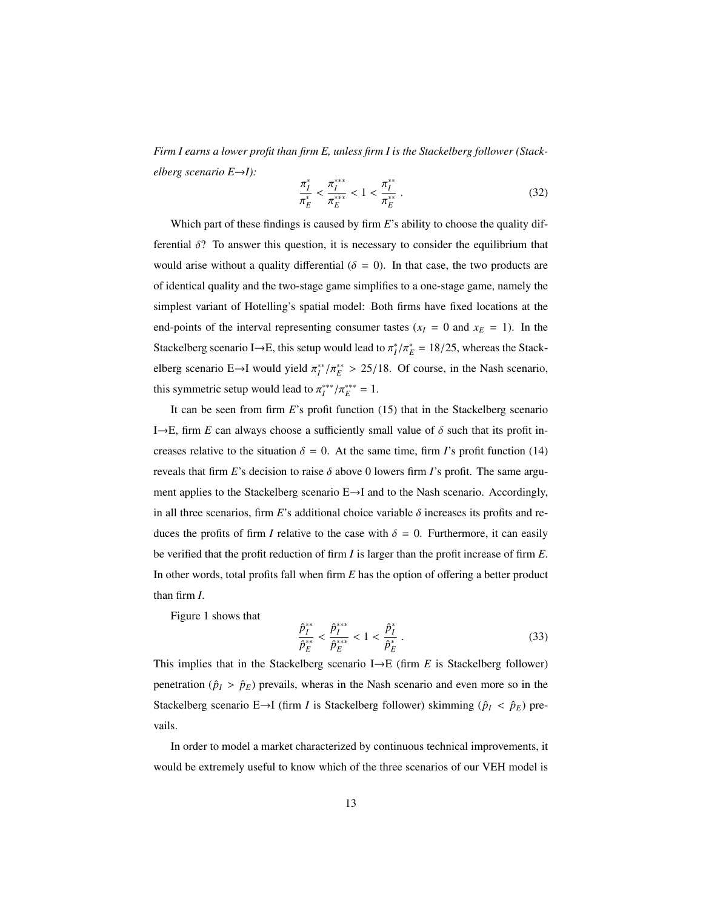*Firm I earns a lower profit than firm E, unless firm I is the Stackelberg follower (Stackelberg scenario E→I):*

$$\frac{\pi_I^*}{\pi_E^*} < \frac{\pi_I^{***}}{\pi_E^{***}} < 1 < \frac{\pi_I^{**}}{\pi_E^{**}} . \tag{32}$$

Which part of these findings is caused by firm $E$'s ability to choose the quality differential $\delta$? To answer this question, it is necessary to consider the equilibrium that would arise without a quality differential ($\delta = 0$). In that case, the two products are of identical quality and the two-stage game simplifies to a one-stage game, namely the simplest variant of Hotelling's spatial model: Both firms have fixed locations at the end-points of the interval representing consumer tastes ($x_I = 0$ and $x_E = 1$). In the Stackelberg scenario I→E, this setup would lead to $\pi_I^*/\pi_E^* = 18/25$, whereas the Stackelberg scenario E→I would yield $\pi_I^{**}/\pi_E^{**} > 25/18$. Of course, in the Nash scenario, this symmetric setup would lead to $\pi_I^{***}/\pi_E^{***} = 1$.

It can be seen from firm $E$'s profit function (15) that in the Stackelberg scenario I→E, firm $E$ can always choose a sufficiently small value of $\delta$ such that its profit increases relative to the situation $\delta = 0$. At the same time, firm $I$'s profit function (14) reveals that firm $E$'s decision to raise $\delta$ above 0 lowers firm $I$'s profit. The same argument applies to the Stackelberg scenario E→I and to the Nash scenario. Accordingly, in all three scenarios, firm $E$'s additional choice variable $\delta$ increases its profits and reduces the profits of firm $I$ relative to the case with $\delta = 0$. Furthermore, it can easily be verified that the profit reduction of firm $I$ is larger than the profit increase of firm $E$. In other words, total profits fall when firm $E$ has the option of offering a better product than firm $I$.

Figure 1 shows that

$$\frac{\hat{p}_I^{**}}{\hat{p}_E^{**}} < \frac{\hat{p}_I^{***}}{\hat{p}_E^{***}} < 1 < \frac{\hat{p}_I^*}{\hat{p}_E^*} . \tag{33}$$

This implies that in the Stackelberg scenario I→E (firm $E$ is Stackelberg follower) penetration ($\hat{p}_I > \hat{p}_E$) prevails, wheras in the Nash scenario and even more so in the Stackelberg scenario E→I (firm $I$ is Stackelberg follower) skimming ($\hat{p}_I < \hat{p}_E$) prevails.

In order to model a market characterized by continuous technical improvements, it would be extremely useful to know which of the three scenarios of our VEH model is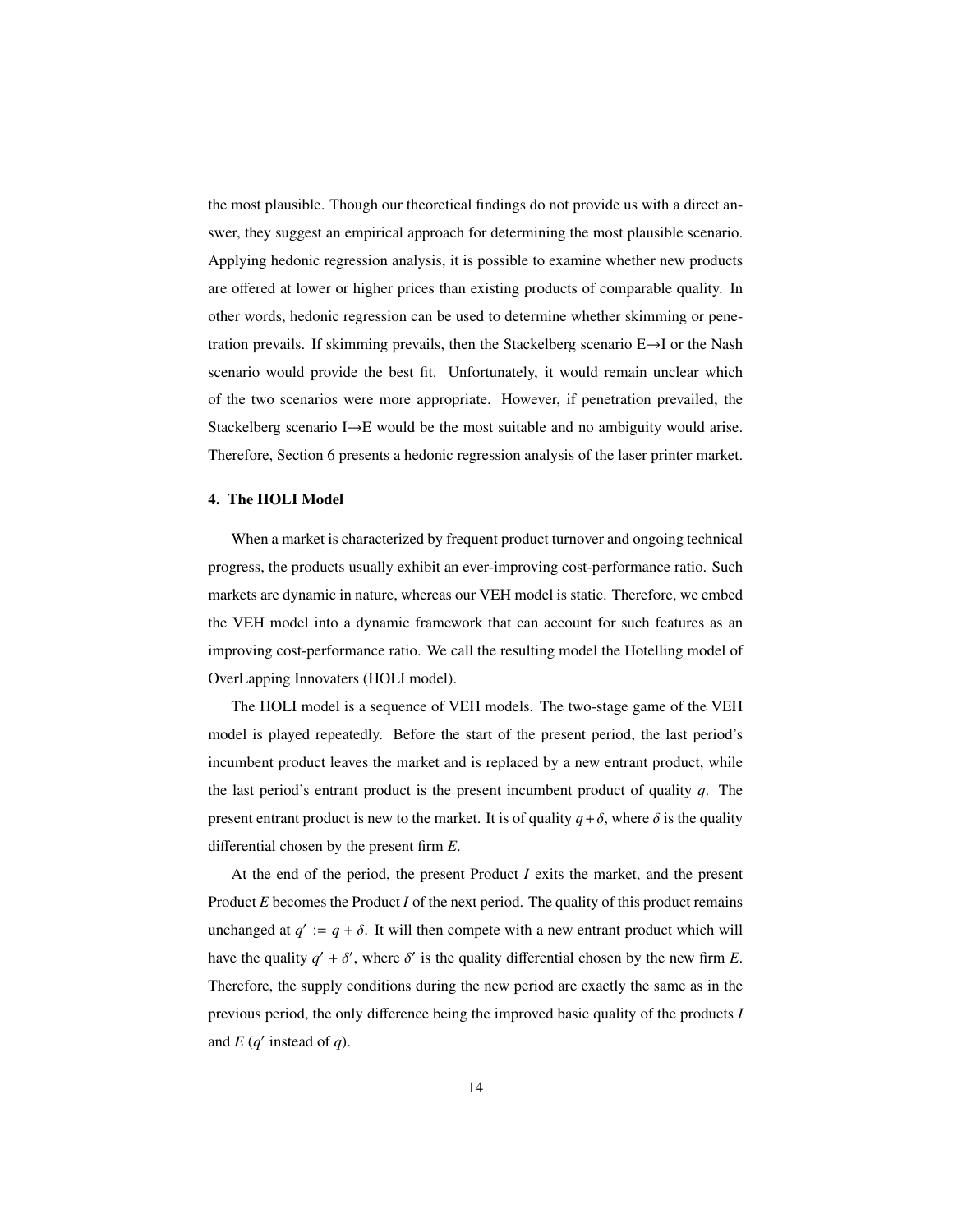the most plausible. Though our theoretical findings do not provide us with a direct answer, they suggest an empirical approach for determining the most plausible scenario. Applying hedonic regression analysis, it is possible to examine whether new products are offered at lower or higher prices than existing products of comparable quality. In other words, hedonic regression can be used to determine whether skimming or penetration prevails. If skimming prevails, then the Stackelberg scenario E→I or the Nash scenario would provide the best fit. Unfortunately, it would remain unclear which of the two scenarios were more appropriate. However, if penetration prevailed, the Stackelberg scenario I→E would be the most suitable and no ambiguity would arise. Therefore, Section 6 presents a hedonic regression analysis of the laser printer market.

## 4. The HOLI Model

When a market is characterized by frequent product turnover and ongoing technical progress, the products usually exhibit an ever-improving cost-performance ratio. Such markets are dynamic in nature, whereas our VEH model is static. Therefore, we embed the VEH model into a dynamic framework that can account for such features as an improving cost-performance ratio. We call the resulting model the Hotelling model of OverLapping Innovaters (HOLI model).

The HOLI model is a sequence of VEH models. The two-stage game of the VEH model is played repeatedly. Before the start of the present period, the last period's incumbent product leaves the market and is replaced by a new entrant product, while the last period's entrant product is the present incumbent product of quality $q$. The present entrant product is new to the market. It is of quality $q + \delta$, where $\delta$ is the quality differential chosen by the present firm *E*.

At the end of the period, the present Product *I* exits the market, and the present Product *E* becomes the Product *I* of the next period. The quality of this product remains unchanged at $q' := q + \delta$. It will then compete with a new entrant product which will have the quality $q' + \delta'$, where $\delta'$ is the quality differential chosen by the new firm *E*. Therefore, the supply conditions during the new period are exactly the same as in the previous period, the only difference being the improved basic quality of the products *I* and *E* ($q'$ instead of $q$).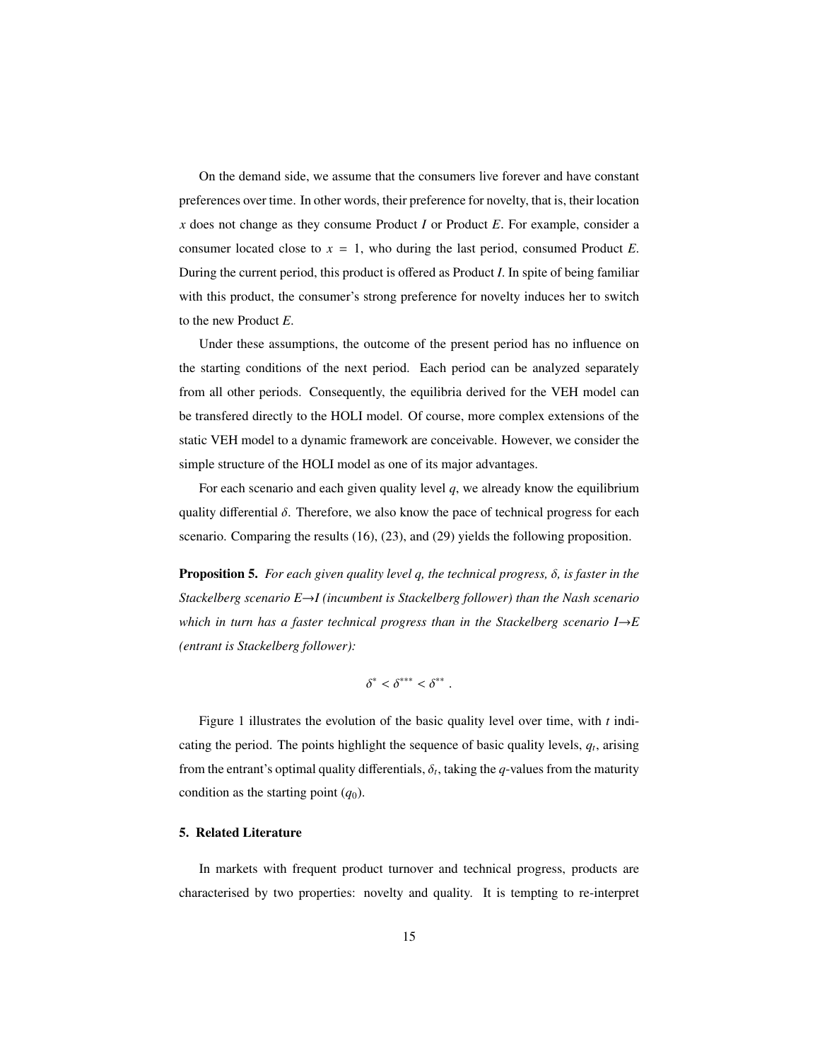On the demand side, we assume that the consumers live forever and have constant preferences over time. In other words, their preference for novelty, that is, their location $x$ does not change as they consume Product *I* or Product *E*. For example, consider a consumer located close to $x = 1$, who during the last period, consumed Product *E*. During the current period, this product is offered as Product *I*. In spite of being familiar with this product, the consumer's strong preference for novelty induces her to switch to the new Product *E*.

Under these assumptions, the outcome of the present period has no influence on the starting conditions of the next period. Each period can be analyzed separately from all other periods. Consequently, the equilibria derived for the VEH model can be transfered directly to the HOLI model. Of course, more complex extensions of the static VEH model to a dynamic framework are conceivable. However, we consider the simple structure of the HOLI model as one of its major advantages.

For each scenario and each given quality level $q$, we already know the equilibrium quality differential $\delta$. Therefore, we also know the pace of technical progress for each scenario. Comparing the results (16), (23), and (29) yields the following proposition.

**Proposition 5.** *For each given quality level q, the technical progress, δ, is faster in the Stackelberg scenario E→I (incumbent is Stackelberg follower) than the Nash scenario which in turn has a faster technical progress than in the Stackelberg scenario I→E (entrant is Stackelberg follower):*

$$\delta^{*} < \delta^{***} < \delta^{**} \; .$$

Figure 1 illustrates the evolution of the basic quality level over time, with $t$ indicating the period. The points highlight the sequence of basic quality levels, $q_t$, arising from the entrant's optimal quality differentials, $\delta_t$, taking the $q$-values from the maturity condition as the starting point ($q_0$).

## 5. Related Literature

In markets with frequent product turnover and technical progress, products are characterised by two properties: novelty and quality. It is tempting to re-interpret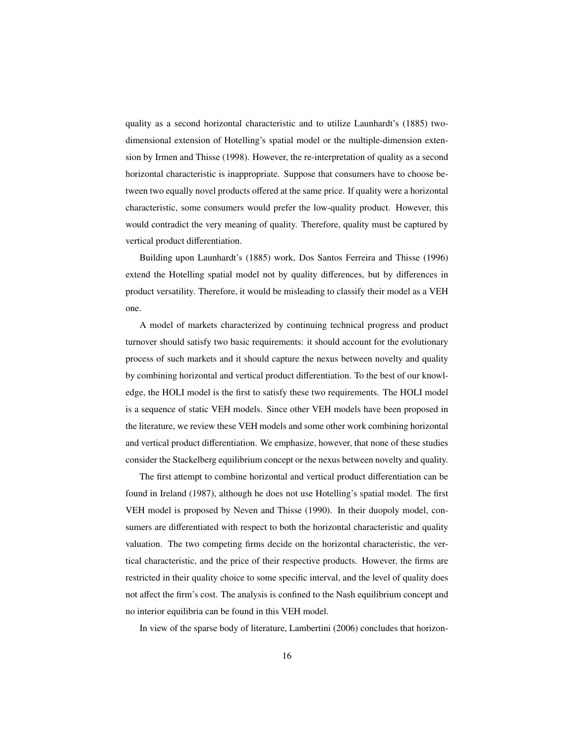quality as a second horizontal characteristic and to utilize Launhardt's (1885) two-dimensional extension of Hotelling's spatial model or the multiple-dimension extension by Irmen and Thisse (1998). However, the re-interpretation of quality as a second horizontal characteristic is inappropriate. Suppose that consumers have to choose between two equally novel products offered at the same price. If quality were a horizontal characteristic, some consumers would prefer the low-quality product. However, this would contradict the very meaning of quality. Therefore, quality must be captured by vertical product differentiation.

Building upon Launhardt's (1885) work, Dos Santos Ferreira and Thisse (1996) extend the Hotelling spatial model not by quality differences, but by differences in product versatility. Therefore, it would be misleading to classify their model as a VEH one.

A model of markets characterized by continuing technical progress and product turnover should satisfy two basic requirements: it should account for the evolutionary process of such markets and it should capture the nexus between novelty and quality by combining horizontal and vertical product differentiation. To the best of our knowledge, the HOLI model is the first to satisfy these two requirements. The HOLI model is a sequence of static VEH models. Since other VEH models have been proposed in the literature, we review these VEH models and some other work combining horizontal and vertical product differentiation. We emphasize, however, that none of these studies consider the Stackelberg equilibrium concept or the nexus between novelty and quality.

The first attempt to combine horizontal and vertical product differentiation can be found in Ireland (1987), although he does not use Hotelling's spatial model. The first VEH model is proposed by Neven and Thisse (1990). In their duopoly model, consumers are differentiated with respect to both the horizontal characteristic and quality valuation. The two competing firms decide on the horizontal characteristic, the vertical characteristic, and the price of their respective products. However, the firms are restricted in their quality choice to some specific interval, and the level of quality does not affect the firm's cost. The analysis is confined to the Nash equilibrium concept and no interior equilibria can be found in this VEH model.

In view of the sparse body of literature, Lambertini (2006) concludes that horizon-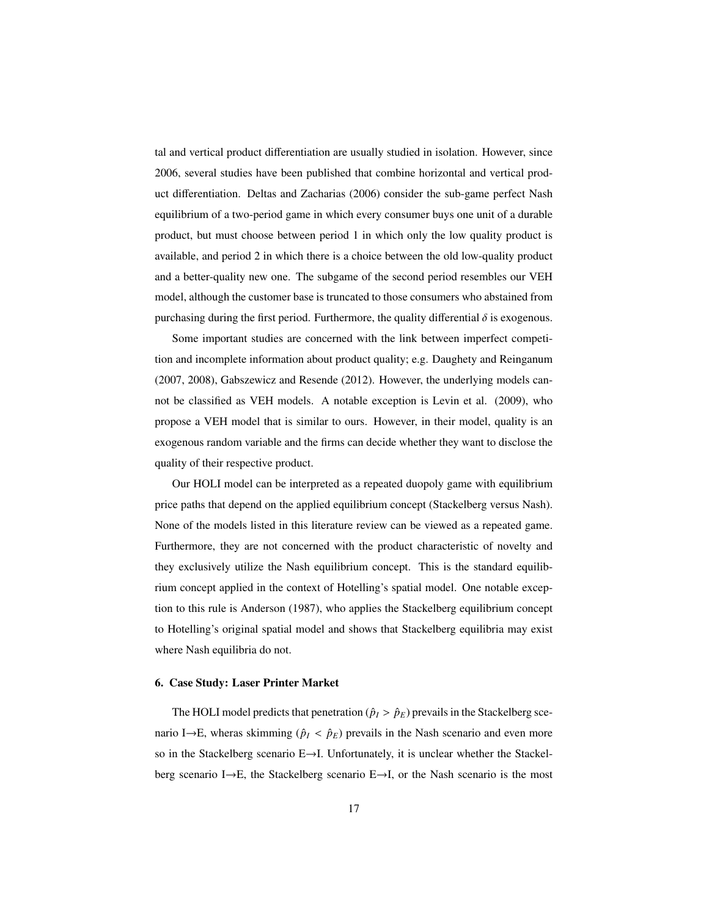tal and vertical product differentiation are usually studied in isolation. However, since 2006, several studies have been published that combine horizontal and vertical product differentiation. Deltas and Zacharias (2006) consider the sub-game perfect Nash equilibrium of a two-period game in which every consumer buys one unit of a durable product, but must choose between period 1 in which only the low quality product is available, and period 2 in which there is a choice between the old low-quality product and a better-quality new one. The subgame of the second period resembles our VEH model, although the customer base is truncated to those consumers who abstained from purchasing during the first period. Furthermore, the quality differential $\delta$ is exogenous.

Some important studies are concerned with the link between imperfect competition and incomplete information about product quality; e.g. Daughety and Reinganum (2007, 2008), Gabszewicz and Resende (2012). However, the underlying models cannot be classified as VEH models. A notable exception is Levin et al. (2009), who propose a VEH model that is similar to ours. However, in their model, quality is an exogenous random variable and the firms can decide whether they want to disclose the quality of their respective product.

Our HOLI model can be interpreted as a repeated duopoly game with equilibrium price paths that depend on the applied equilibrium concept (Stackelberg versus Nash). None of the models listed in this literature review can be viewed as a repeated game. Furthermore, they are not concerned with the product characteristic of novelty and they exclusively utilize the Nash equilibrium concept. This is the standard equilibrium concept applied in the context of Hotelling's spatial model. One notable exception to this rule is Anderson (1987), who applies the Stackelberg equilibrium concept to Hotelling's original spatial model and shows that Stackelberg equilibria may exist where Nash equilibria do not.

## 6. Case Study: Laser Printer Market

The HOLI model predicts that penetration ($\hat{p}_I > \hat{p}_E$) prevails in the Stackelberg scenario I→E, wheras skimming ($\hat{p}_I < \hat{p}_E$) prevails in the Nash scenario and even more so in the Stackelberg scenario E→I. Unfortunately, it is unclear whether the Stackelberg scenario I→E, the Stackelberg scenario E→I, or the Nash scenario is the most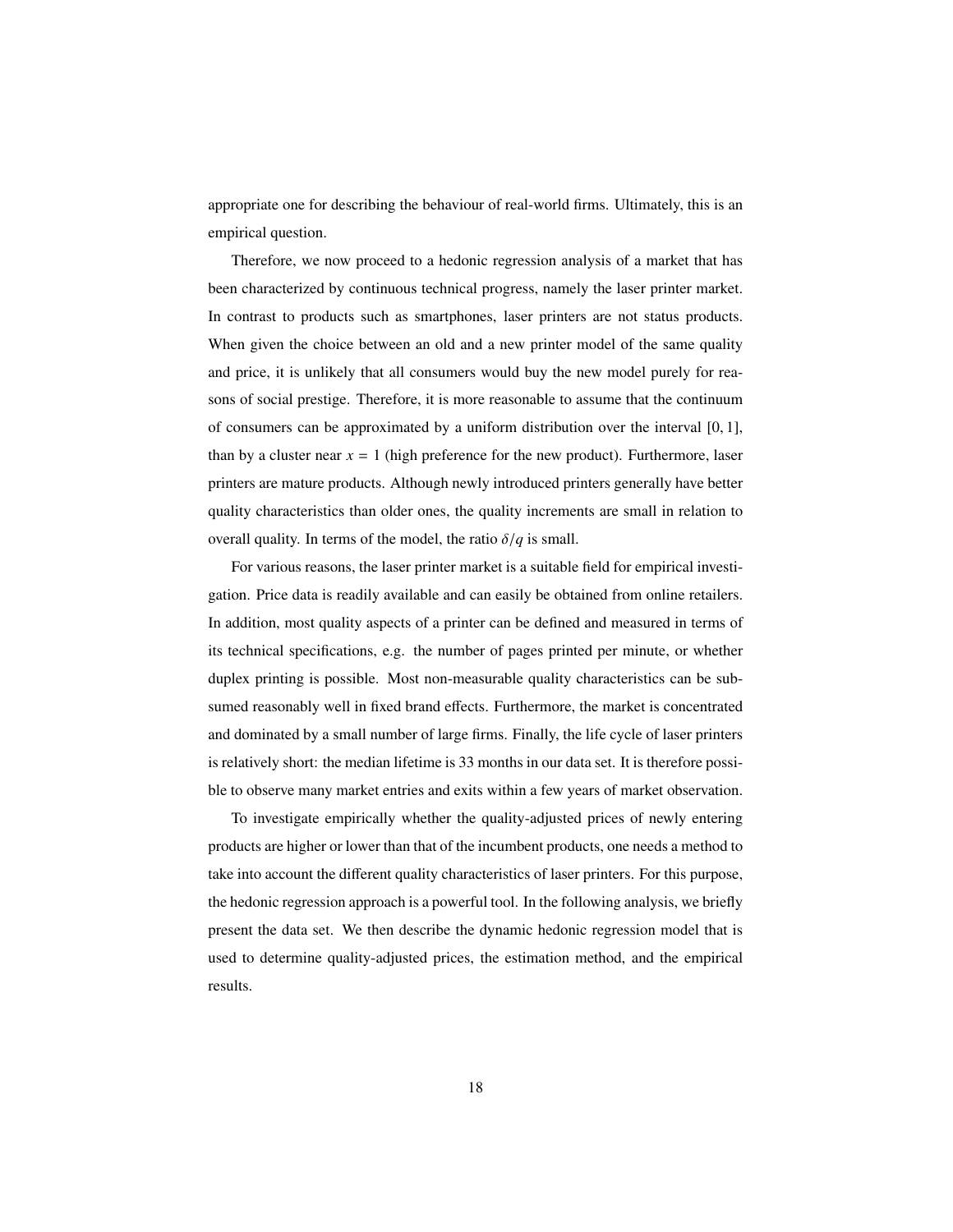appropriate one for describing the behaviour of real-world firms. Ultimately, this is an empirical question.

Therefore, we now proceed to a hedonic regression analysis of a market that has been characterized by continuous technical progress, namely the laser printer market. In contrast to products such as smartphones, laser printers are not status products. When given the choice between an old and a new printer model of the same quality and price, it is unlikely that all consumers would buy the new model purely for reasons of social prestige. Therefore, it is more reasonable to assume that the continuum of consumers can be approximated by a uniform distribution over the interval $[0, 1]$, than by a cluster near $x = 1$ (high preference for the new product). Furthermore, laser printers are mature products. Although newly introduced printers generally have better quality characteristics than older ones, the quality increments are small in relation to overall quality. In terms of the model, the ratio $\delta/q$ is small.

For various reasons, the laser printer market is a suitable field for empirical investigation. Price data is readily available and can easily be obtained from online retailers. In addition, most quality aspects of a printer can be defined and measured in terms of its technical specifications, e.g. the number of pages printed per minute, or whether duplex printing is possible. Most non-measurable quality characteristics can be subsumed reasonably well in fixed brand effects. Furthermore, the market is concentrated and dominated by a small number of large firms. Finally, the life cycle of laser printers is relatively short: the median lifetime is 33 months in our data set. It is therefore possible to observe many market entries and exits within a few years of market observation.

To investigate empirically whether the quality-adjusted prices of newly entering products are higher or lower than that of the incumbent products, one needs a method to take into account the different quality characteristics of laser printers. For this purpose, the hedonic regression approach is a powerful tool. In the following analysis, we briefly present the data set. We then describe the dynamic hedonic regression model that is used to determine quality-adjusted prices, the estimation method, and the empirical results.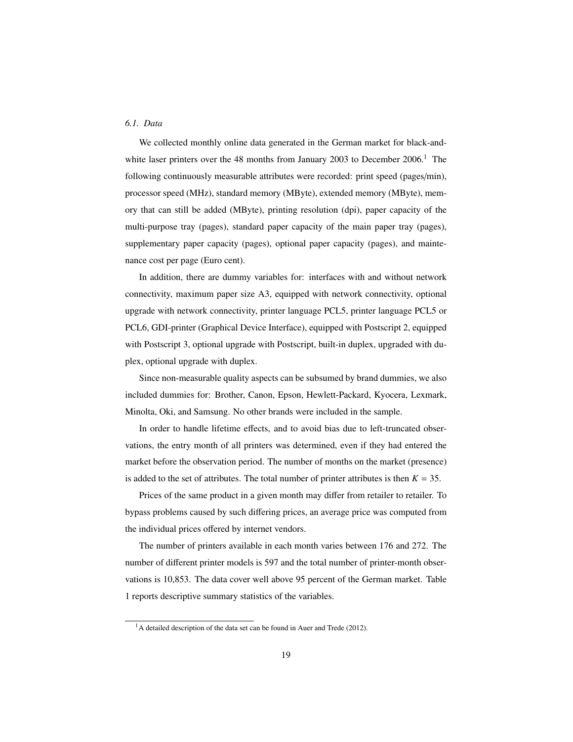### *6.1. Data*

We collected monthly online data generated in the German market for black-and-white laser printers over the 48 months from January 2003 to December 2006.[1] The following continuously measurable attributes were recorded: print speed (pages/min), processor speed (MHz), standard memory (MByte), extended memory (MByte), memory that can still be added (MByte), printing resolution (dpi), paper capacity of the multi-purpose tray (pages), standard paper capacity of the main paper tray (pages), supplementary paper capacity (pages), optional paper capacity (pages), and maintenance cost per page (Euro cent).

In addition, there are dummy variables for: interfaces with and without network connectivity, maximum paper size A3, equipped with network connectivity, optional upgrade with network connectivity, printer language PCL5, printer language PCL5 or PCL6, GDI-printer (Graphical Device Interface), equipped with Postscript 2, equipped with Postscript 3, optional upgrade with Postscript, built-in duplex, upgraded with duplex, optional upgrade with duplex.

Since non-measurable quality aspects can be subsumed by brand dummies, we also included dummies for: Brother, Canon, Epson, Hewlett-Packard, Kyocera, Lexmark, Minolta, Oki, and Samsung. No other brands were included in the sample.

In order to handle lifetime effects, and to avoid bias due to left-truncated observations, the entry month of all printers was determined, even if they had entered the market before the observation period. The number of months on the market (presence) is added to the set of attributes. The total number of printer attributes is then $K = 35$.

Prices of the same product in a given month may differ from retailer to retailer. To bypass problems caused by such differing prices, an average price was computed from the individual prices offered by internet vendors.

The number of printers available in each month varies between 176 and 272. The number of different printer models is 597 and the total number of printer-month observations is 10,853. The data cover well above 95 percent of the German market. Table 1 reports descriptive summary statistics of the variables.

[1] A detailed description of the data set can be found in Auer and Trede (2012).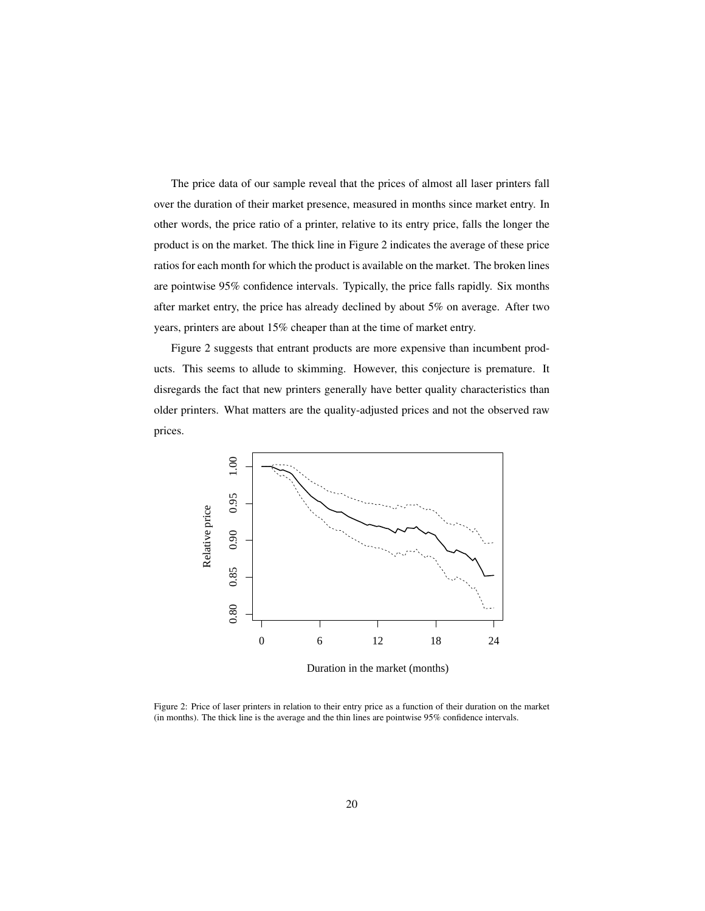The price data of our sample reveal that the prices of almost all laser printers fall over the duration of their market presence, measured in months since market entry. In other words, the price ratio of a printer, relative to its entry price, falls the longer the product is on the market. The thick line in Figure 2 indicates the average of these price ratios for each month for which the product is available on the market. The broken lines are pointwise 95% confidence intervals. Typically, the price falls rapidly. Six months after market entry, the price has already declined by about 5% on average. After two years, printers are about 15% cheaper than at the time of market entry.

Figure 2 suggests that entrant products are more expensive than incumbent products. This seems to allude to skimming. However, this conjecture is premature. It disregards the fact that new printers generally have better quality characteristics than older printers. What matters are the quality-adjusted prices and not the observed raw prices.

Figure 2: Price of laser printers in relation to their entry price as a function of their duration on the market (in months). The thick line is the average and the thin lines are pointwise 95% confidence intervals.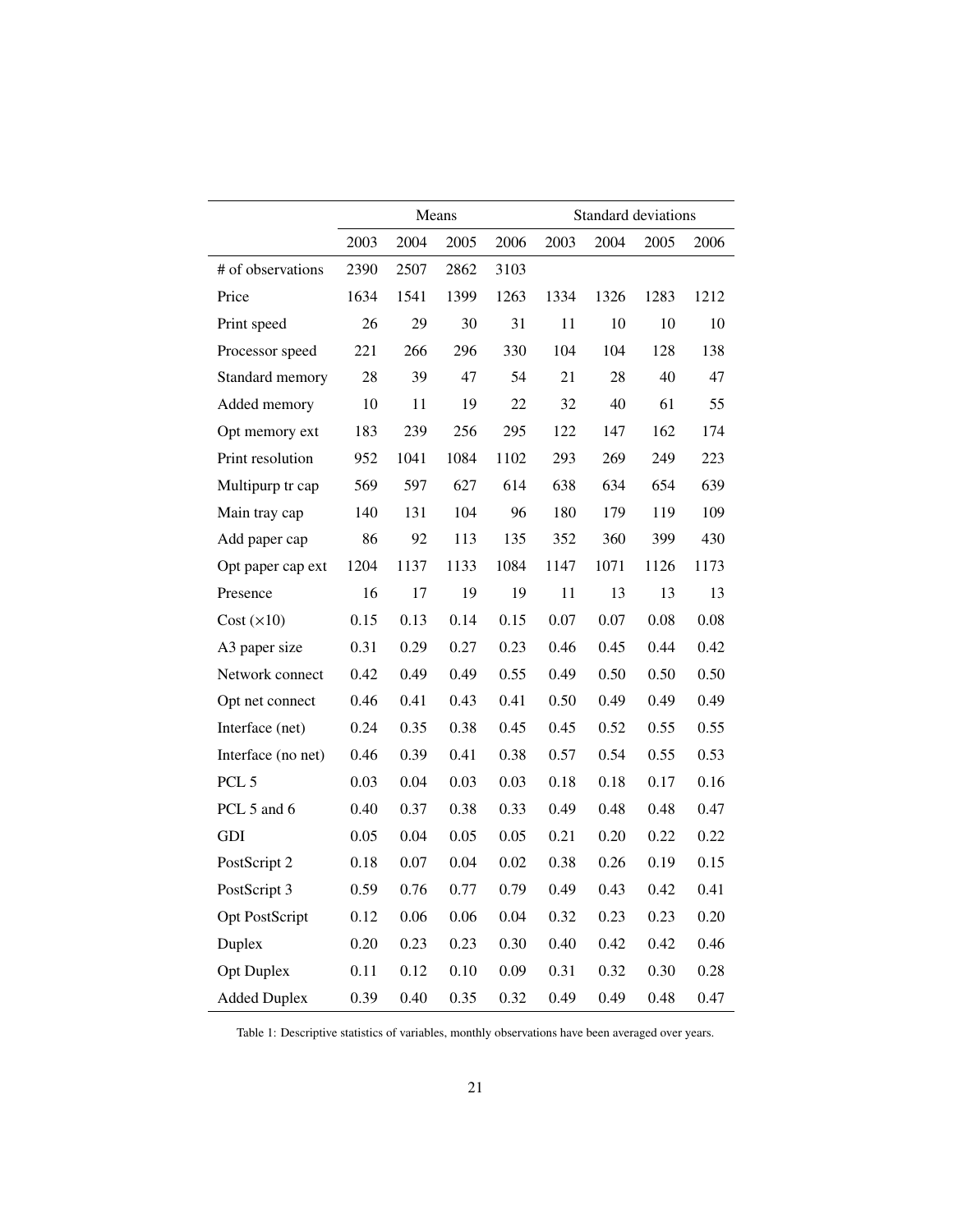| | Means | | | | Standard deviations | | | |
|---|---|---|---|---|---|---|---|---|
| | 2003 | 2004 | 2005 | 2006 | 2003 | 2004 | 2005 | 2006 |
| # of observations | 2390 | 2507 | 2862 | 3103 | | | | |
| Price | 1634 | 1541 | 1399 | 1263 | 1334 | 1326 | 1283 | 1212 |
| Print speed | 26 | 29 | 30 | 31 | 11 | 10 | 10 | 10 |
| Processor speed | 221 | 266 | 296 | 330 | 104 | 104 | 128 | 138 |
| Standard memory | 28 | 39 | 47 | 54 | 21 | 28 | 40 | 47 |
| Added memory | 10 | 11 | 19 | 22 | 32 | 40 | 61 | 55 |
| Opt memory ext | 183 | 239 | 256 | 295 | 122 | 147 | 162 | 174 |
| Print resolution | 952 | 1041 | 1084 | 1102 | 293 | 269 | 249 | 223 |
| Multipurp tr cap | 569 | 597 | 627 | 614 | 638 | 634 | 654 | 639 |
| Main tray cap | 140 | 131 | 104 | 96 | 180 | 179 | 119 | 109 |
| Add paper cap | 86 | 92 | 113 | 135 | 352 | 360 | 399 | 430 |
| Opt paper cap ext | 1204 | 1137 | 1133 | 1084 | 1147 | 1071 | 1126 | 1173 |
| Presence | 16 | 17 | 19 | 19 | 11 | 13 | 13 | 13 |
| Cost ($\times 10$) | 0.15 | 0.13 | 0.14 | 0.15 | 0.07 | 0.07 | 0.08 | 0.08 |
| A3 paper size | 0.31 | 0.29 | 0.27 | 0.23 | 0.46 | 0.45 | 0.44 | 0.42 |
| Network connect | 0.42 | 0.49 | 0.49 | 0.55 | 0.49 | 0.50 | 0.50 | 0.50 |
| Opt net connect | 0.46 | 0.41 | 0.43 | 0.41 | 0.50 | 0.49 | 0.49 | 0.49 |
| Interface (net) | 0.24 | 0.35 | 0.38 | 0.45 | 0.45 | 0.52 | 0.55 | 0.55 |
| Interface (no net) | 0.46 | 0.39 | 0.41 | 0.38 | 0.57 | 0.54 | 0.55 | 0.53 |
| PCL 5 | 0.03 | 0.04 | 0.03 | 0.03 | 0.18 | 0.18 | 0.17 | 0.16 |
| PCL 5 and 6 | 0.40 | 0.37 | 0.38 | 0.33 | 0.49 | 0.48 | 0.48 | 0.47 |
| GDI | 0.05 | 0.04 | 0.05 | 0.05 | 0.21 | 0.20 | 0.22 | 0.22 |
| PostScript 2 | 0.18 | 0.07 | 0.04 | 0.02 | 0.38 | 0.26 | 0.19 | 0.15 |
| PostScript 3 | 0.59 | 0.76 | 0.77 | 0.79 | 0.49 | 0.43 | 0.42 | 0.41 |
| Opt PostScript | 0.12 | 0.06 | 0.06 | 0.04 | 0.32 | 0.23 | 0.23 | 0.20 |
| Duplex | 0.20 | 0.23 | 0.23 | 0.30 | 0.40 | 0.42 | 0.42 | 0.46 |
| Opt Duplex | 0.11 | 0.12 | 0.10 | 0.09 | 0.31 | 0.32 | 0.30 | 0.28 |
| Added Duplex | 0.39 | 0.40 | 0.35 | 0.32 | 0.49 | 0.49 | 0.48 | 0.47 |

Table 1: Descriptive statistics of variables, monthly observations have been averaged over years.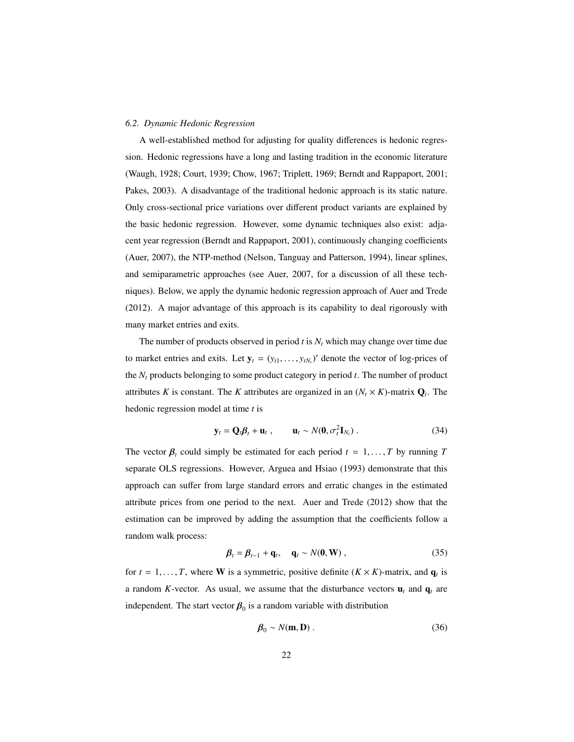### 6.2. Dynamic Hedonic Regression

A well-established method for adjusting for quality differences is hedonic regression. Hedonic regressions have a long and lasting tradition in the economic literature (Waugh, 1928; Court, 1939; Chow, 1967; Triplett, 1969; Berndt and Rappaport, 2001; Pakes, 2003). A disadvantage of the traditional hedonic approach is its static nature. Only cross-sectional price variations over different product variants are explained by the basic hedonic regression. However, some dynamic techniques also exist: adjacent year regression (Berndt and Rappaport, 2001), continuously changing coefficients (Auer, 2007), the NTP-method (Nelson, Tanguay and Patterson, 1994), linear splines, and semiparametric approaches (see Auer, 2007, for a discussion of all these techniques). Below, we apply the dynamic hedonic regression approach of Auer and Trede (2012). A major advantage of this approach is its capability to deal rigorously with many market entries and exits.

The number of products observed in period $t$ is $N_t$ which may change over time due to market entries and exits. Let $\mathbf{y}_t = (y_{t1}, \ldots, y_{tN_t})'$ denote the vector of log-prices of the $N_t$ products belonging to some product category in period $t$. The number of product attributes $K$ is constant. The $K$ attributes are organized in an $(N_t \times K)$-matrix $\mathbf{Q}_t$. The hedonic regression model at time $t$ is

$$\mathbf{y}_t = \mathbf{Q}_t \boldsymbol{\beta}_t + \mathbf{u}_t \ , \qquad \mathbf{u}_t \sim N(\mathbf{0}, \sigma_t^2 \mathbf{I}_{N_t}) \ . \tag{34}$$

The vector $\boldsymbol{\beta}_t$ could simply be estimated for each period $t = 1, \ldots, T$ by running $T$ separate OLS regressions. However, Arguea and Hsiao (1993) demonstrate that this approach can suffer from large standard errors and erratic changes in the estimated attribute prices from one period to the next. Auer and Trede (2012) show that the estimation can be improved by adding the assumption that the coefficients follow a random walk process:

$$\boldsymbol{\beta}_t = \boldsymbol{\beta}_{t-1} + \mathbf{q}_t, \quad \mathbf{q}_t \sim N(\mathbf{0}, \mathbf{W}) \ , \tag{35}$$

for $t = 1, \ldots, T$, where $\mathbf{W}$ is a symmetric, positive definite $(K \times K)$-matrix, and $\mathbf{q}_t$ is a random $K$-vector. As usual, we assume that the disturbance vectors $\mathbf{u}_t$ and $\mathbf{q}_t$ are independent. The start vector $\boldsymbol{\beta}_0$ is a random variable with distribution

$$\boldsymbol{\beta}_0 \sim N(\mathbf{m}, \mathbf{D}) \ . \tag{36}$$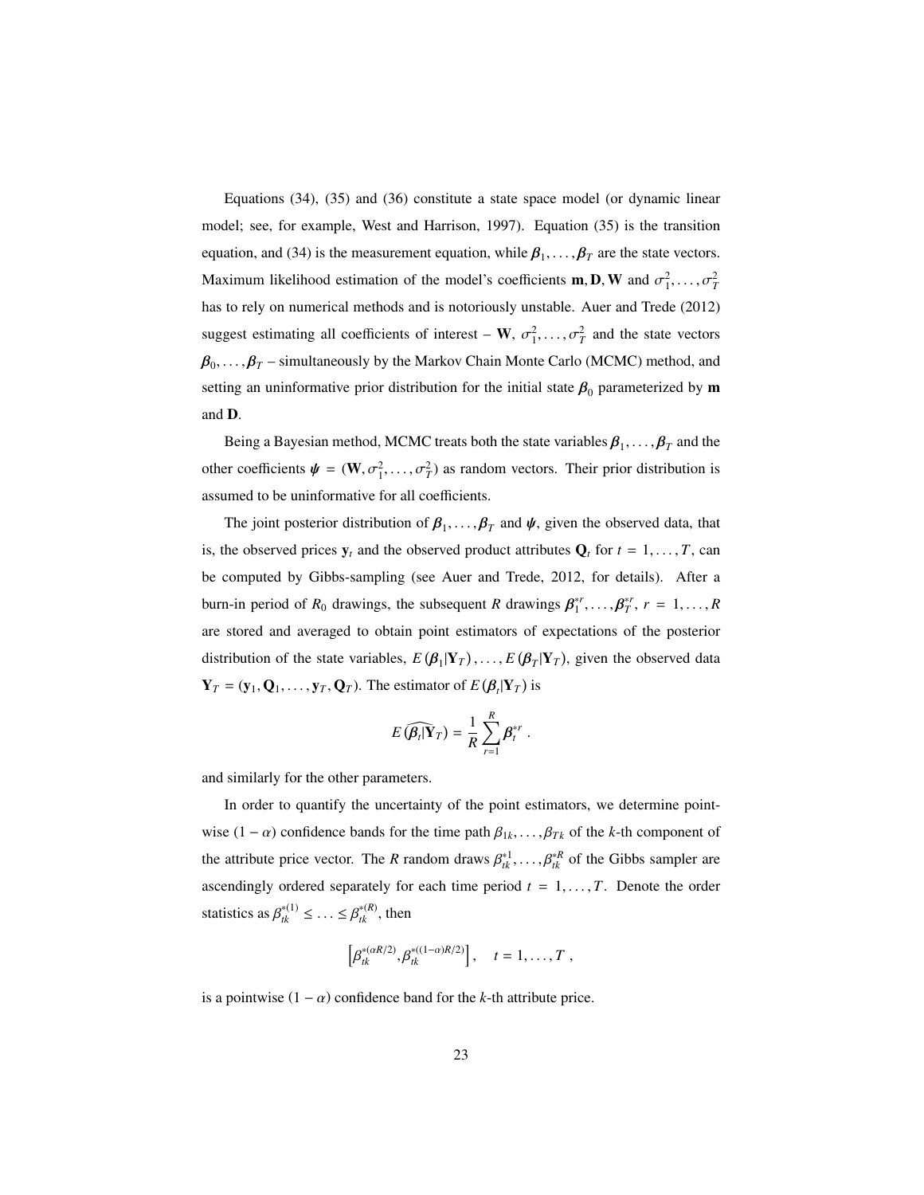Equations (34), (35) and (36) constitute a state space model (or dynamic linear model; see, for example, West and Harrison, 1997). Equation (35) is the transition equation, and (34) is the measurement equation, while $\boldsymbol{\beta}_1, \ldots, \boldsymbol{\beta}_T$ are the state vectors. Maximum likelihood estimation of the model's coefficients $\mathbf{m}, \mathbf{D}, \mathbf{W}$ and $\sigma_1^2, \ldots, \sigma_T^2$ has to rely on numerical methods and is notoriously unstable. Auer and Trede (2012) suggest estimating all coefficients of interest – $\mathbf{W}$, $\sigma_1^2, \ldots, \sigma_T^2$ and the state vectors $\boldsymbol{\beta}_0, \ldots, \boldsymbol{\beta}_T$ – simultaneously by the Markov Chain Monte Carlo (MCMC) method, and setting an uninformative prior distribution for the initial state $\boldsymbol{\beta}_0$ parameterized by $\mathbf{m}$ and $\mathbf{D}$.

Being a Bayesian method, MCMC treats both the state variables $\boldsymbol{\beta}_1, \ldots, \boldsymbol{\beta}_T$ and the other coefficients $\boldsymbol{\psi} = (\mathbf{W}, \sigma_1^2, \ldots, \sigma_T^2)$ as random vectors. Their prior distribution is assumed to be uninformative for all coefficients.

The joint posterior distribution of $\boldsymbol{\beta}_1, \ldots, \boldsymbol{\beta}_T$ and $\boldsymbol{\psi}$, given the observed data, that is, the observed prices $\mathbf{y}_t$ and the observed product attributes $\mathbf{Q}_t$ for $t = 1, \ldots, T$, can be computed by Gibbs-sampling (see Auer and Trede, 2012, for details). After a burn-in period of $R_0$ drawings, the subsequent $R$ drawings $\boldsymbol{\beta}_1^{*r}, \ldots, \boldsymbol{\beta}_T^{*r}$, $r = 1, \ldots, R$ are stored and averaged to obtain point estimators of expectations of the posterior distribution of the state variables, $E(\boldsymbol{\beta}_1|\mathbf{Y}_T), \ldots, E(\boldsymbol{\beta}_T|\mathbf{Y}_T)$, given the observed data $\mathbf{Y}_T = (\mathbf{y}_1, \mathbf{Q}_1, \ldots, \mathbf{y}_T, \mathbf{Q}_T)$. The estimator of $E(\boldsymbol{\beta}_t|\mathbf{Y}_T)$ is

$$\widehat{E(\boldsymbol{\beta}_t|\mathbf{Y}_T)} = \frac{1}{R}\sum_{r=1}^{R} \boldsymbol{\beta}_t^{*r} \; .$$

and similarly for the other parameters.

In order to quantify the uncertainty of the point estimators, we determine pointwise $(1-\alpha)$ confidence bands for the time path $\beta_{1k}, \ldots, \beta_{Tk}$ of the $k$-th component of the attribute price vector. The $R$ random draws $\beta_{tk}^{*1}, \ldots, \beta_{tk}^{*R}$ of the Gibbs sampler are ascendingly ordered separately for each time period $t = 1, \ldots, T$. Denote the order statistics as $\beta_{tk}^{*(1)} \leq \ldots \leq \beta_{tk}^{*(R)}$, then

$$\left[\beta_{tk}^{*(\alpha R/2)}, \beta_{tk}^{*((1-\alpha)R/2)}\right], \quad t = 1, \ldots, T \; ,$$

is a pointwise $(1-\alpha)$ confidence band for the $k$-th attribute price.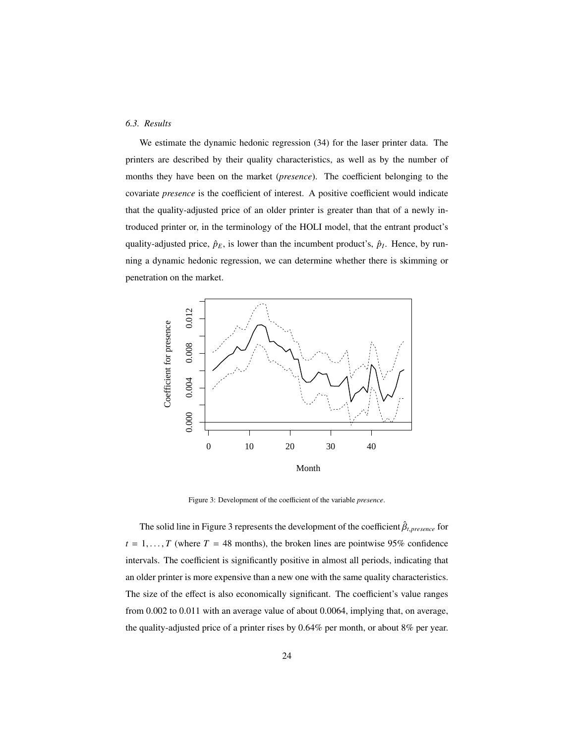### 6.3. Results

We estimate the dynamic hedonic regression (34) for the laser printer data. The printers are described by their quality characteristics, as well as by the number of months they have been on the market (*presence*). The coefficient belonging to the covariate *presence* is the coefficient of interest. A positive coefficient would indicate that the quality-adjusted price of an older printer is greater than that of a newly introduced printer or, in the terminology of the HOLI model, that the entrant product's quality-adjusted price, $\hat{p}_E$, is lower than the incumbent product's, $\hat{p}_I$. Hence, by running a dynamic hedonic regression, we can determine whether there is skimming or penetration on the market.

Figure 3: Development of the coefficient of the variable *presence*.

The solid line in Figure 3 represents the development of the coefficient $\hat{\beta}_{t,presence}$ for $t = 1, \ldots, T$ (where $T = 48$ months), the broken lines are pointwise 95% confidence intervals. The coefficient is significantly positive in almost all periods, indicating that an older printer is more expensive than a new one with the same quality characteristics. The size of the effect is also economically significant. The coefficient's value ranges from 0.002 to 0.011 with an average value of about 0.0064, implying that, on average, the quality-adjusted price of a printer rises by 0.64% per month, or about 8% per year.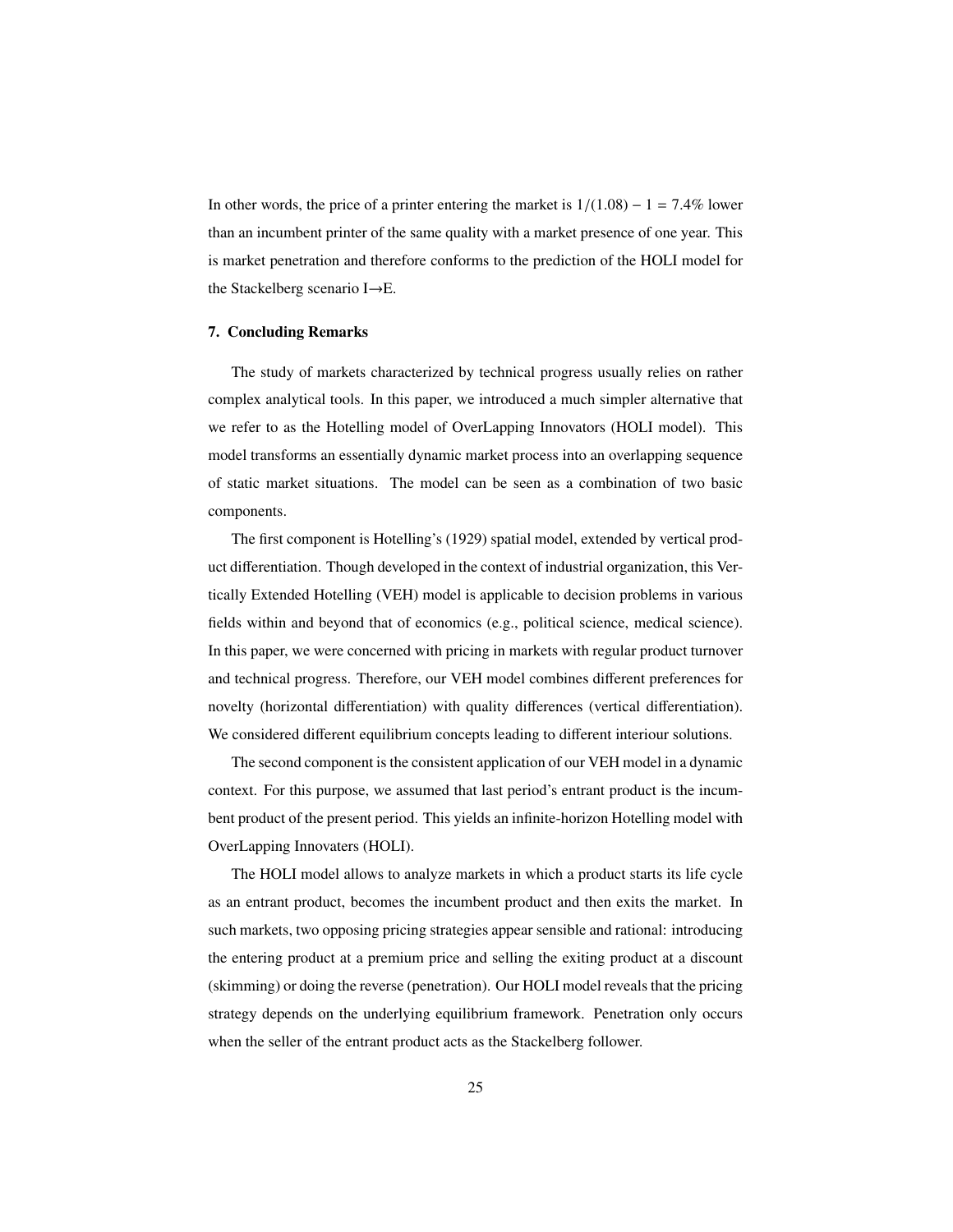In other words, the price of a printer entering the market is $1/(1.08) - 1 = 7.4\%$ lower than an incumbent printer of the same quality with a market presence of one year. This is market penetration and therefore conforms to the prediction of the HOLI model for the Stackelberg scenario I→E.

## 7. Concluding Remarks

The study of markets characterized by technical progress usually relies on rather complex analytical tools. In this paper, we introduced a much simpler alternative that we refer to as the Hotelling model of OverLapping Innovators (HOLI model). This model transforms an essentially dynamic market process into an overlapping sequence of static market situations. The model can be seen as a combination of two basic components.

The first component is Hotelling's (1929) spatial model, extended by vertical product differentiation. Though developed in the context of industrial organization, this Vertically Extended Hotelling (VEH) model is applicable to decision problems in various fields within and beyond that of economics (e.g., political science, medical science). In this paper, we were concerned with pricing in markets with regular product turnover and technical progress. Therefore, our VEH model combines different preferences for novelty (horizontal differentiation) with quality differences (vertical differentiation). We considered different equilibrium concepts leading to different interiour solutions.

The second component is the consistent application of our VEH model in a dynamic context. For this purpose, we assumed that last period's entrant product is the incumbent product of the present period. This yields an infinite-horizon Hotelling model with OverLapping Innovaters (HOLI).

The HOLI model allows to analyze markets in which a product starts its life cycle as an entrant product, becomes the incumbent product and then exits the market. In such markets, two opposing pricing strategies appear sensible and rational: introducing the entering product at a premium price and selling the exiting product at a discount (skimming) or doing the reverse (penetration). Our HOLI model reveals that the pricing strategy depends on the underlying equilibrium framework. Penetration only occurs when the seller of the entrant product acts as the Stackelberg follower.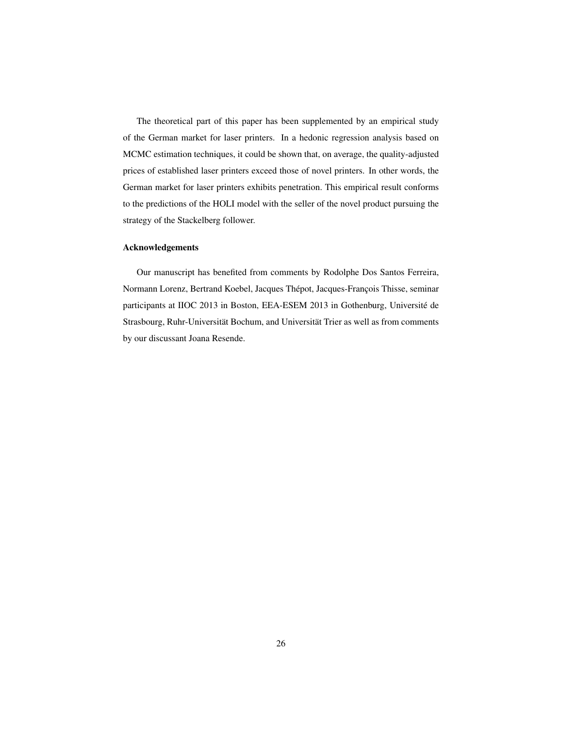The theoretical part of this paper has been supplemented by an empirical study of the German market for laser printers. In a hedonic regression analysis based on MCMC estimation techniques, it could be shown that, on average, the quality-adjusted prices of established laser printers exceed those of novel printers. In other words, the German market for laser printers exhibits penetration. This empirical result conforms to the predictions of the HOLI model with the seller of the novel product pursuing the strategy of the Stackelberg follower.

### Acknowledgements

Our manuscript has benefited from comments by Rodolphe Dos Santos Ferreira, Normann Lorenz, Bertrand Koebel, Jacques Thépot, Jacques-François Thisse, seminar participants at IIOC 2013 in Boston, EEA-ESEM 2013 in Gothenburg, Université de Strasbourg, Ruhr-Universität Bochum, and Universität Trier as well as from comments by our discussant Joana Resende.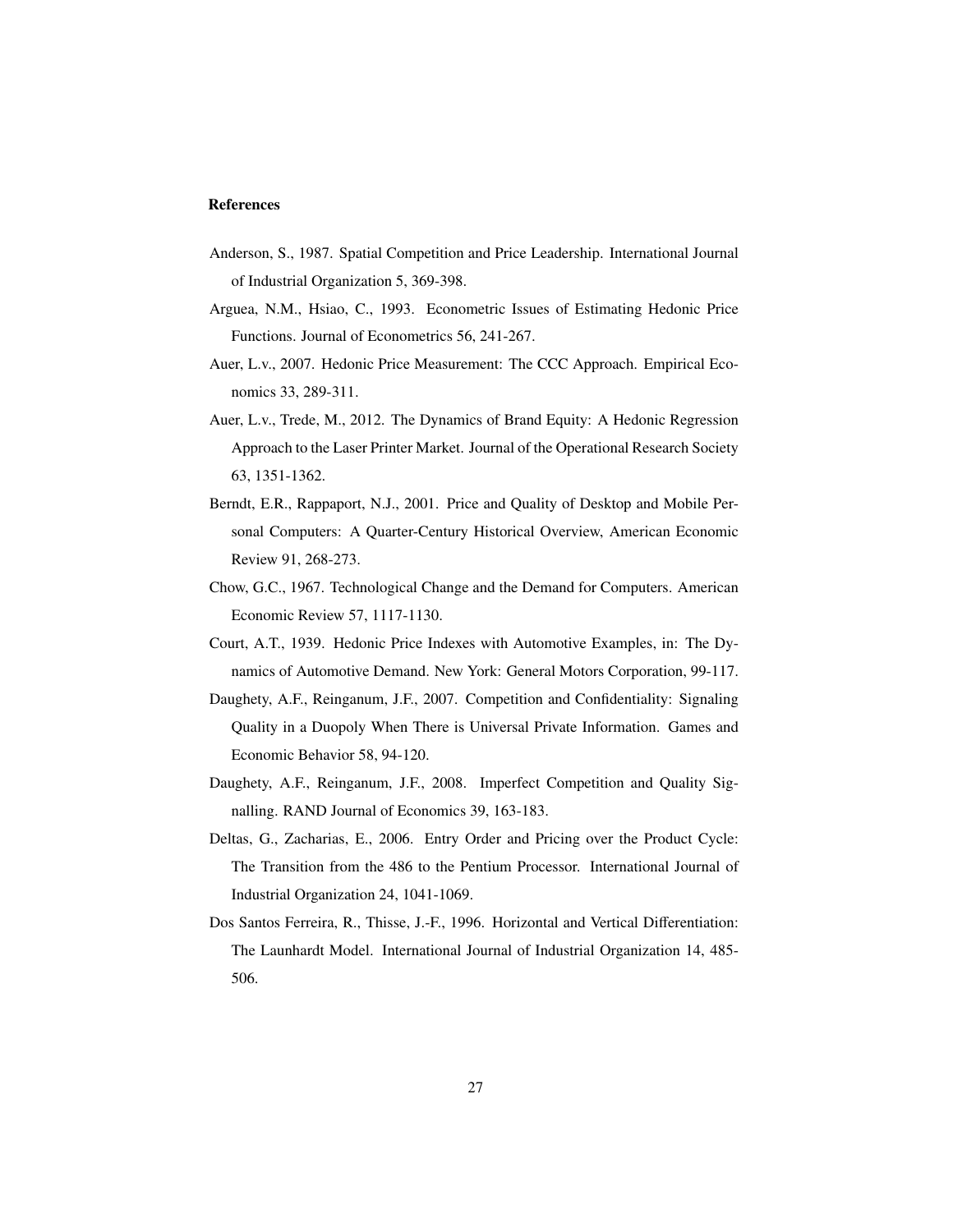**References**

Anderson, S., 1987. Spatial Competition and Price Leadership. International Journal of Industrial Organization 5, 369-398.

Arguea, N.M., Hsiao, C., 1993. Econometric Issues of Estimating Hedonic Price Functions. Journal of Econometrics 56, 241-267.

Auer, L.v., 2007. Hedonic Price Measurement: The CCC Approach. Empirical Economics 33, 289-311.

Auer, L.v., Trede, M., 2012. The Dynamics of Brand Equity: A Hedonic Regression Approach to the Laser Printer Market. Journal of the Operational Research Society 63, 1351-1362.

Berndt, E.R., Rappaport, N.J., 2001. Price and Quality of Desktop and Mobile Personal Computers: A Quarter-Century Historical Overview, American Economic Review 91, 268-273.

Chow, G.C., 1967. Technological Change and the Demand for Computers. American Economic Review 57, 1117-1130.

Court, A.T., 1939. Hedonic Price Indexes with Automotive Examples, in: The Dynamics of Automotive Demand. New York: General Motors Corporation, 99-117.

Daughety, A.F., Reinganum, J.F., 2007. Competition and Confidentiality: Signaling Quality in a Duopoly When There is Universal Private Information. Games and Economic Behavior 58, 94-120.

Daughety, A.F., Reinganum, J.F., 2008. Imperfect Competition and Quality Signalling. RAND Journal of Economics 39, 163-183.

Deltas, G., Zacharias, E., 2006. Entry Order and Pricing over the Product Cycle: The Transition from the 486 to the Pentium Processor. International Journal of Industrial Organization 24, 1041-1069.

Dos Santos Ferreira, R., Thisse, J.-F., 1996. Horizontal and Vertical Differentiation: The Launhardt Model. International Journal of Industrial Organization 14, 485-506.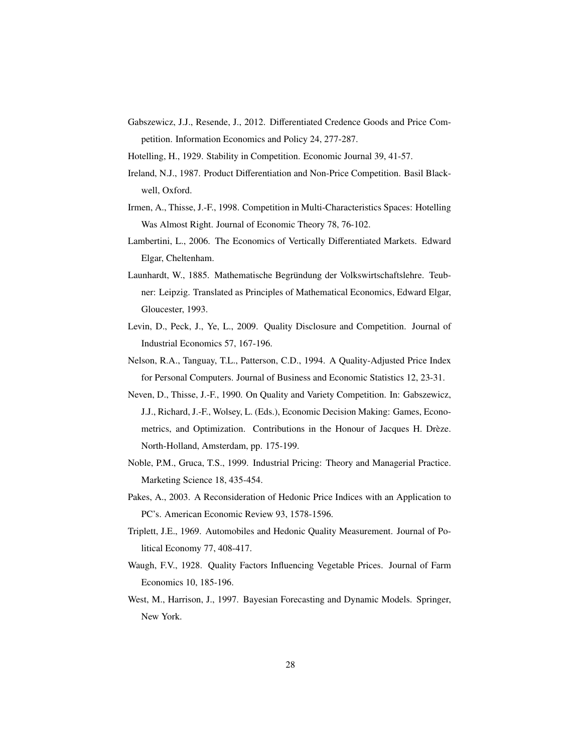Gabszewicz, J.J., Resende, J., 2012. Differentiated Credence Goods and Price Competition. Information Economics and Policy 24, 277-287.

Hotelling, H., 1929. Stability in Competition. Economic Journal 39, 41-57.

Ireland, N.J., 1987. Product Differentiation and Non-Price Competition. Basil Blackwell, Oxford.

Irmen, A., Thisse, J.-F., 1998. Competition in Multi-Characteristics Spaces: Hotelling Was Almost Right. Journal of Economic Theory 78, 76-102.

Lambertini, L., 2006. The Economics of Vertically Differentiated Markets. Edward Elgar, Cheltenham.

Launhardt, W., 1885. Mathematische Begründung der Volkswirtschaftslehre. Teubner: Leipzig. Translated as Principles of Mathematical Economics, Edward Elgar, Gloucester, 1993.

Levin, D., Peck, J., Ye, L., 2009. Quality Disclosure and Competition. Journal of Industrial Economics 57, 167-196.

Nelson, R.A., Tanguay, T.L., Patterson, C.D., 1994. A Quality-Adjusted Price Index for Personal Computers. Journal of Business and Economic Statistics 12, 23-31.

Neven, D., Thisse, J.-F., 1990. On Quality and Variety Competition. In: Gabszewicz, J.J., Richard, J.-F., Wolsey, L. (Eds.), Economic Decision Making: Games, Econometrics, and Optimization. Contributions in the Honour of Jacques H. Drèze. North-Holland, Amsterdam, pp. 175-199.

Noble, P.M., Gruca, T.S., 1999. Industrial Pricing: Theory and Managerial Practice. Marketing Science 18, 435-454.

Pakes, A., 2003. A Reconsideration of Hedonic Price Indices with an Application to PC's. American Economic Review 93, 1578-1596.

Triplett, J.E., 1969. Automobiles and Hedonic Quality Measurement. Journal of Political Economy 77, 408-417.

Waugh, F.V., 1928. Quality Factors Influencing Vegetable Prices. Journal of Farm Economics 10, 185-196.

West, M., Harrison, J., 1997. Bayesian Forecasting and Dynamic Models. Springer, New York.